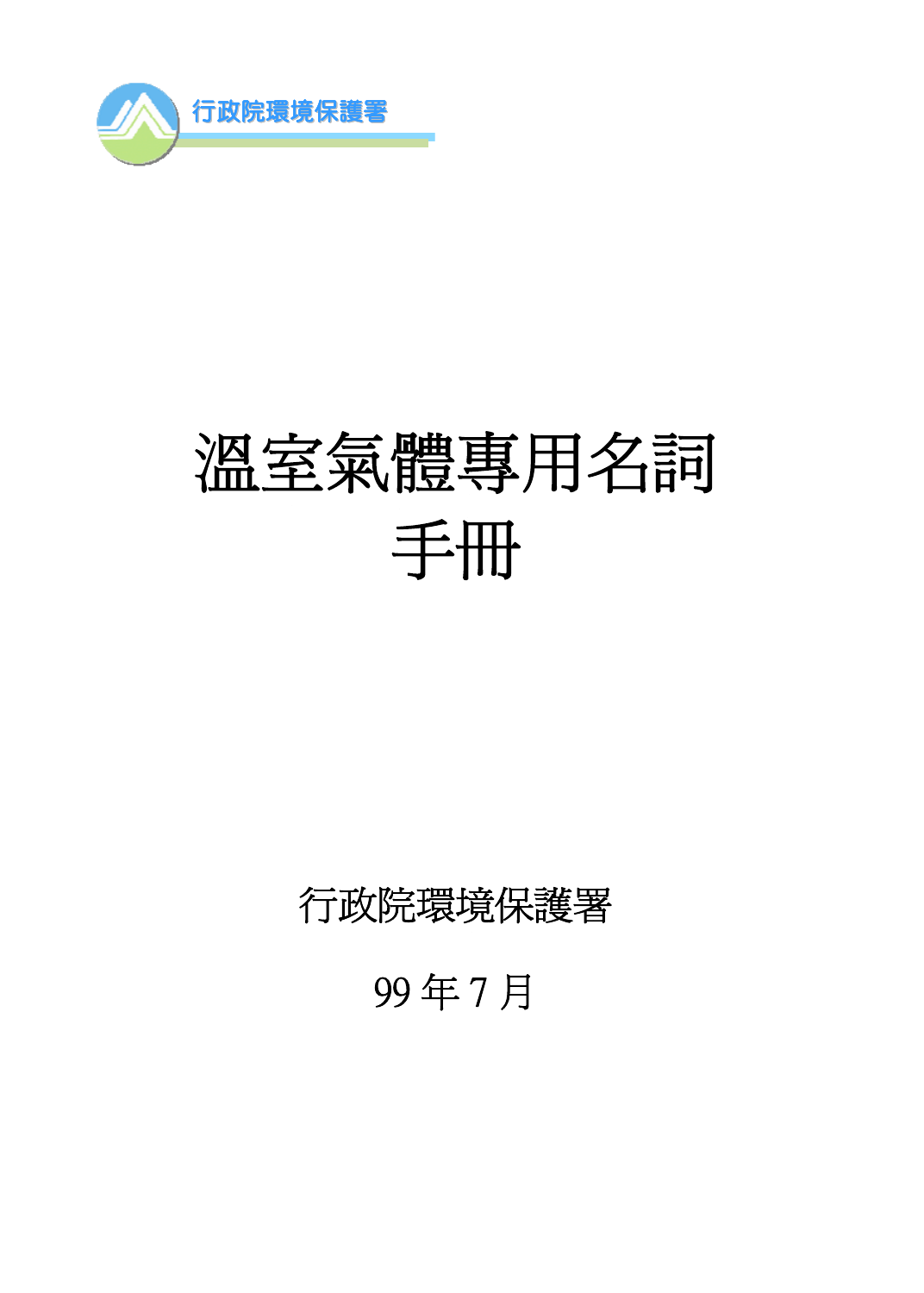行政院環境保護署

# 溫室氣體專用名詞手冊

行政院環境保護署

99 年 7 月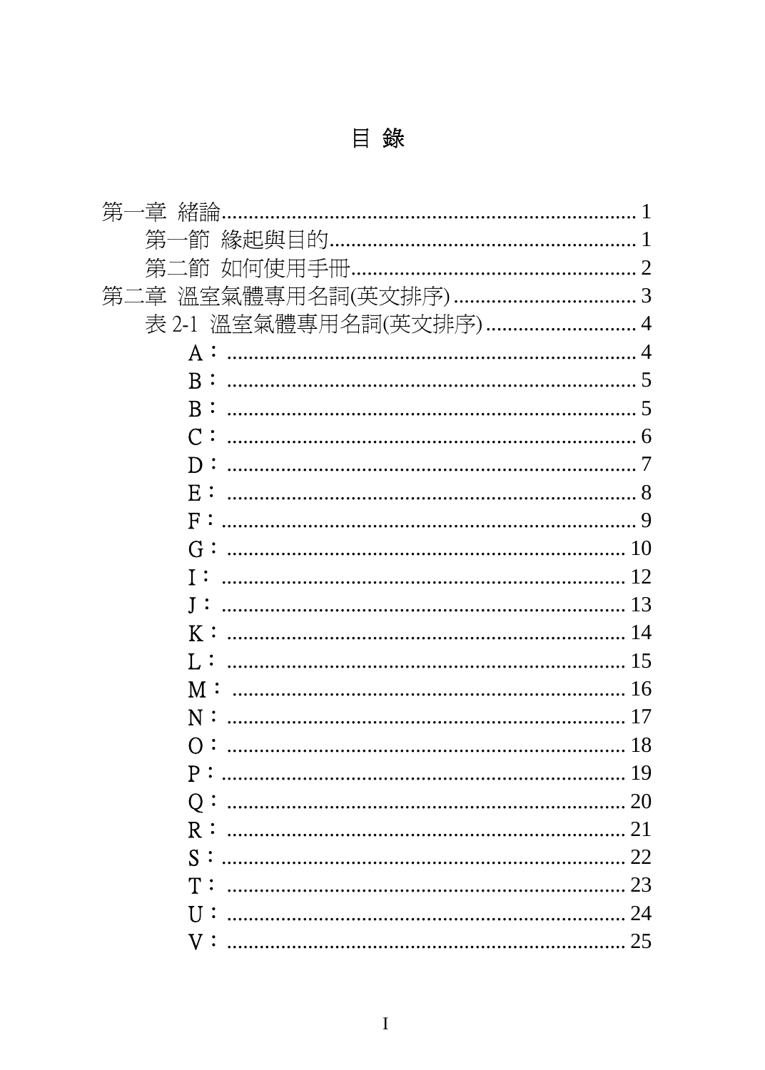# 目 錄

第一章 緒論.......................................................................... 1

　第一節 緣起與目的.......................................................... 1

　第二節 如何使用手冊........................................................ 2

第二章 溫室氣體專用名詞(英文排序)...................................... 3

　表 2-1 溫室氣體專用名詞(英文排序)................................... 4

　　A：.................................................................................. 4

　　B：.................................................................................. 5

　　B：.................................................................................. 5

　　C：.................................................................................. 6

　　D：.................................................................................. 7

　　E：.................................................................................. 8

　　F：.................................................................................. 9

　　G：................................................................................ 10

　　I：................................................................................. 12

　　J：................................................................................. 13

　　K：................................................................................ 14

　　L：................................................................................ 15

　　M：............................................................................... 16

　　N：................................................................................ 17

　　O：................................................................................ 18

　　P：................................................................................ 19

　　Q：................................................................................ 20

　　R：................................................................................ 21

　　S：................................................................................ 22

　　T：................................................................................ 23

　　U：................................................................................ 24

　　V：................................................................................ 25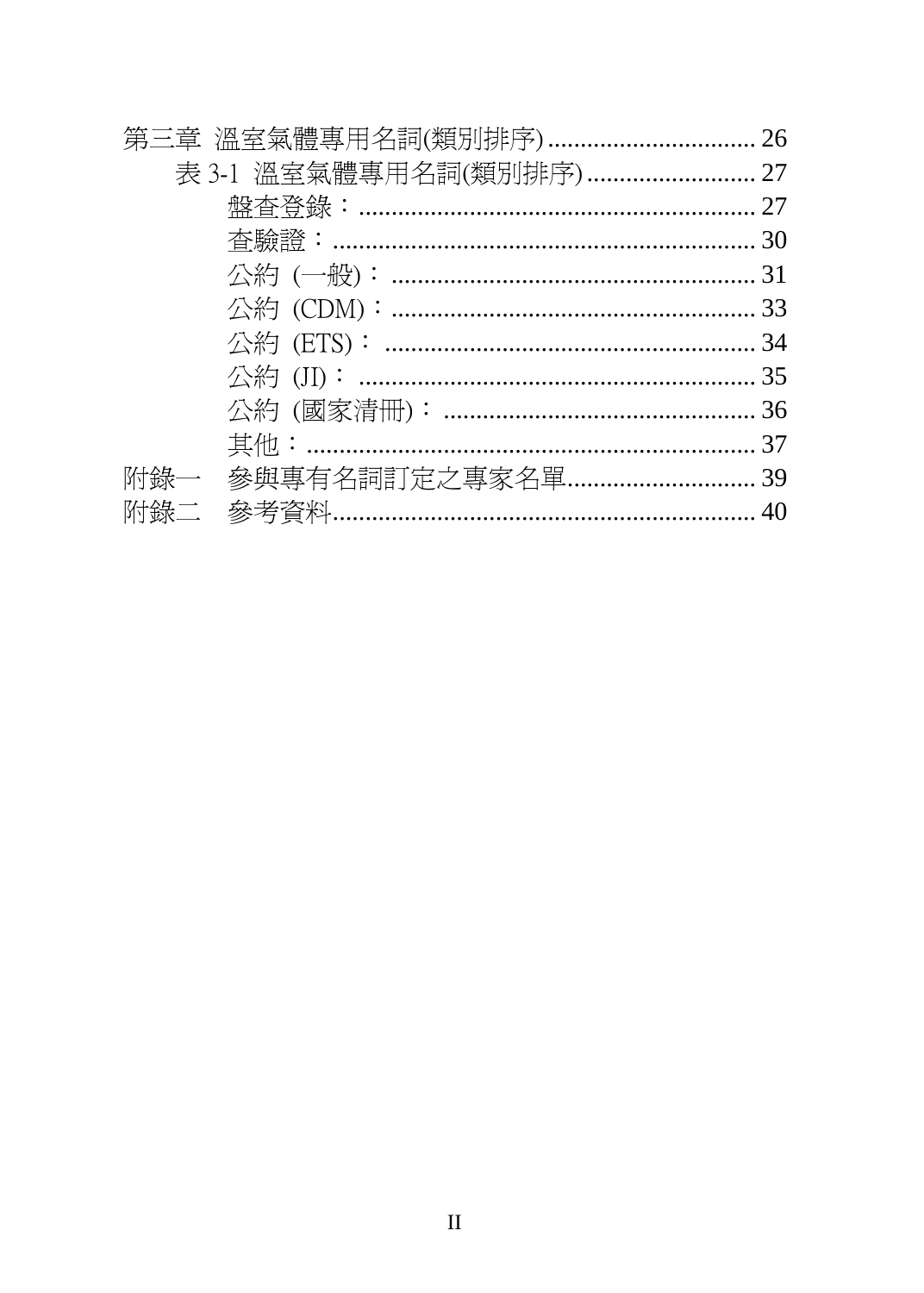第三章 溫室氣體專用名詞(類別排序) ................................ 26

　　表 3-1 溫室氣體專用名詞(類別排序) .......................... 27

　　　　盤查登錄：............................................................. 27

　　　　查驗證：................................................................. 30

　　　　公約 (一般)： ........................................................ 31

　　　　公約 (CDM)：........................................................ 33

　　　　公約 (ETS)： ......................................................... 34

　　　　公約 (JI)： ............................................................. 35

　　　　公約 (國家清冊)： ................................................ 36

　　　　其他：..................................................................... 37

附錄一　參與專有名詞訂定之專家名單............................. 39

附錄二　參考資料................................................................. 40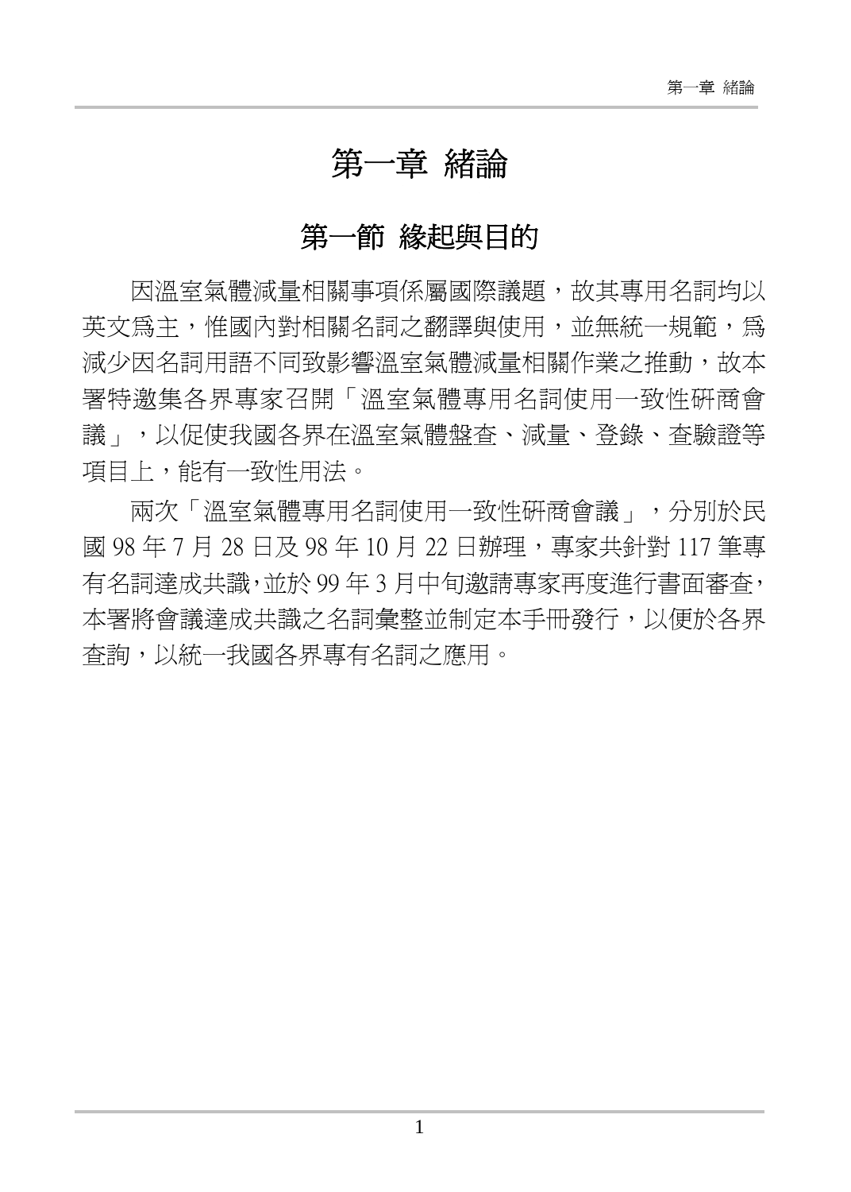# 第一章 緒論

## 第一節 緣起與目的

因溫室氣體減量相關事項係屬國際議題，故其專用名詞均以英文為主，惟國內對相關名詞之翻譯與使用，並無統一規範，為減少因名詞用語不同致影響溫室氣體減量相關作業之推動，故本署特邀集各界專家召開「溫室氣體專用名詞使用一致性研商會議」，以促使我國各界在溫室氣體盤查、減量、登錄、查驗證等項目上，能有一致性用法。

兩次「溫室氣體專用名詞使用一致性研商會議」，分別於民國 98 年 7 月 28 日及 98 年 10 月 22 日辦理，專家共針對 117 筆專有名詞達成共識,並於 99 年 3 月中旬邀請專家再度進行書面審查,本署將會議達成共識之名詞彙整並制定本手冊發行，以便於各界查詢，以統一我國各界專有名詞之應用。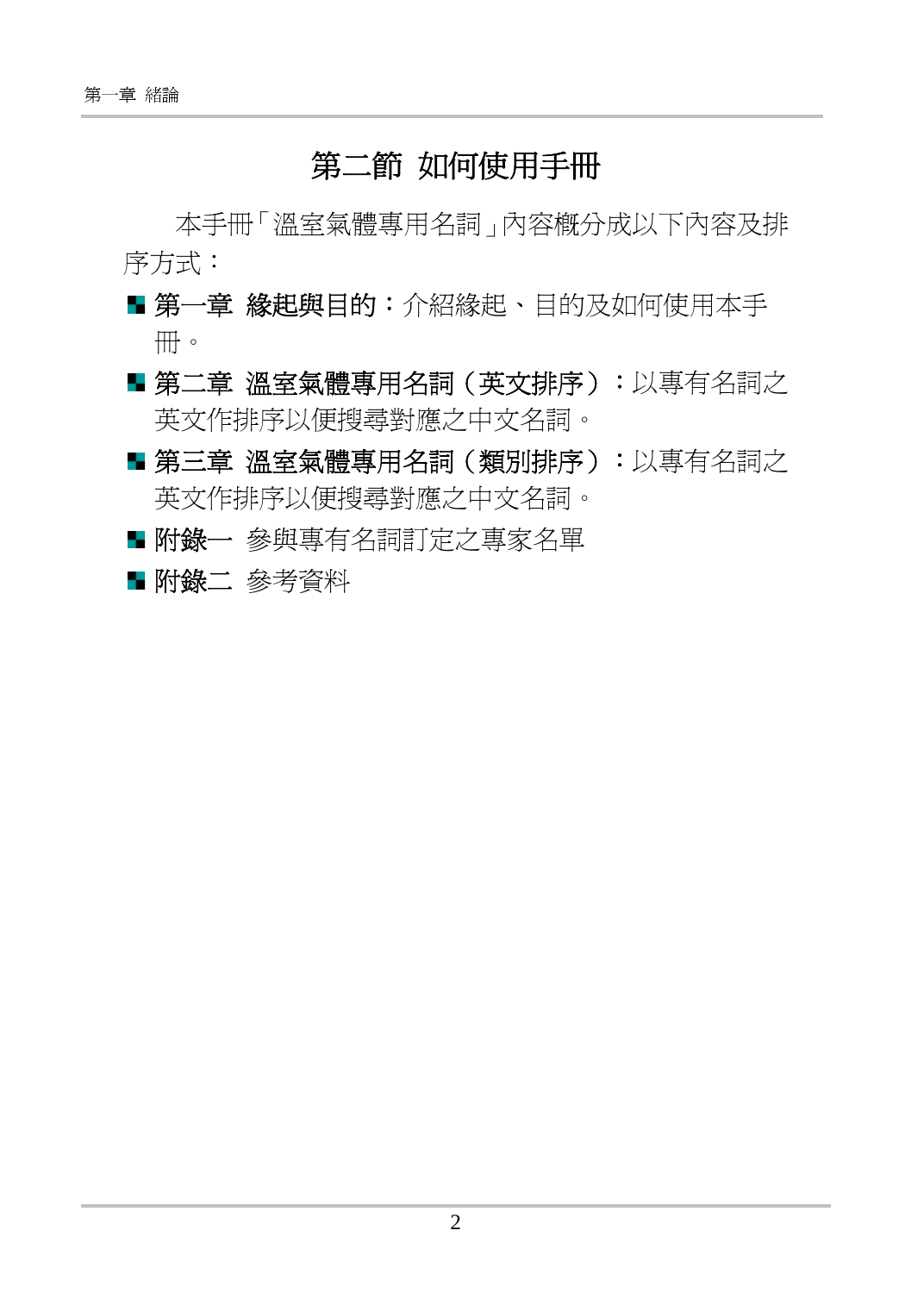## 第二節 如何使用手冊

本手冊「溫室氣體專用名詞」內容概分成以下內容及排序方式：

- **第一章 緣起與目的：**介紹緣起、目的及如何使用本手冊。
- **第二章 溫室氣體專用名詞（英文排序）：**以專有名詞之英文作排序以便搜尋對應之中文名詞。
- **第三章 溫室氣體專用名詞（類別排序）：**以專有名詞之英文作排序以便搜尋對應之中文名詞。
- **附錄一** 參與專有名詞訂定之專家名單
- **附錄二** 參考資料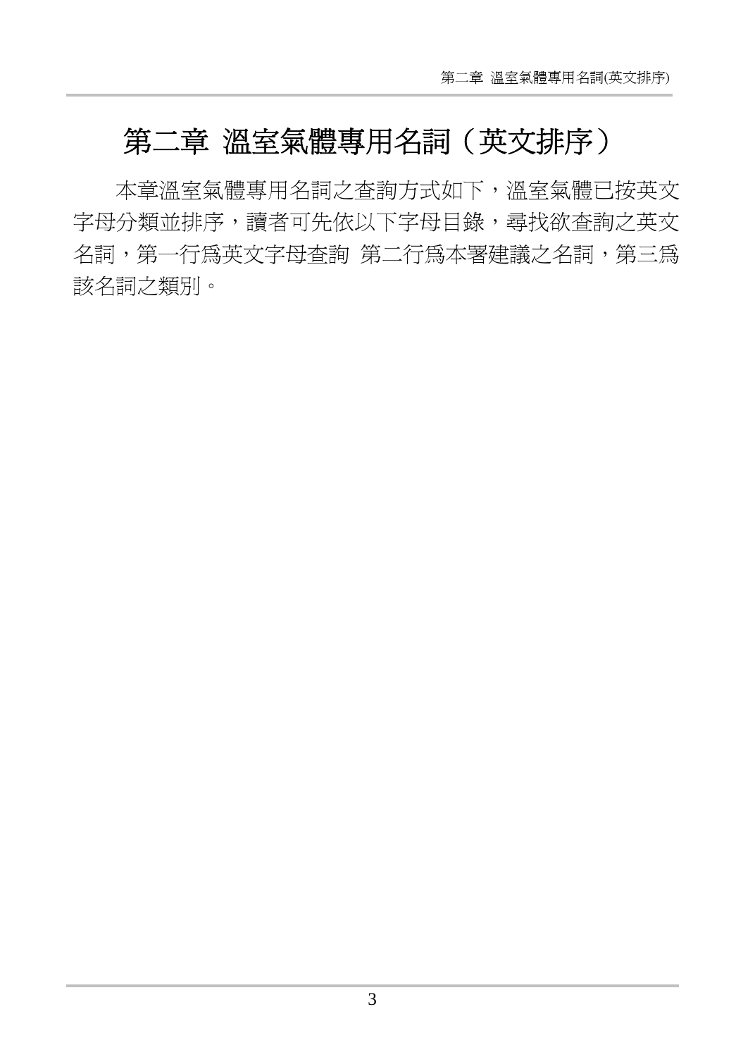# 第二章 溫室氣體專用名詞（英文排序）

本章溫室氣體專用名詞之查詢方式如下，溫室氣體已按英文字母分類並排序，讀者可先依以下字母目錄，尋找欲查詢之英文名詞，第一行爲英文字母查詢 第二行爲本署建議之名詞，第三爲該名詞之類別。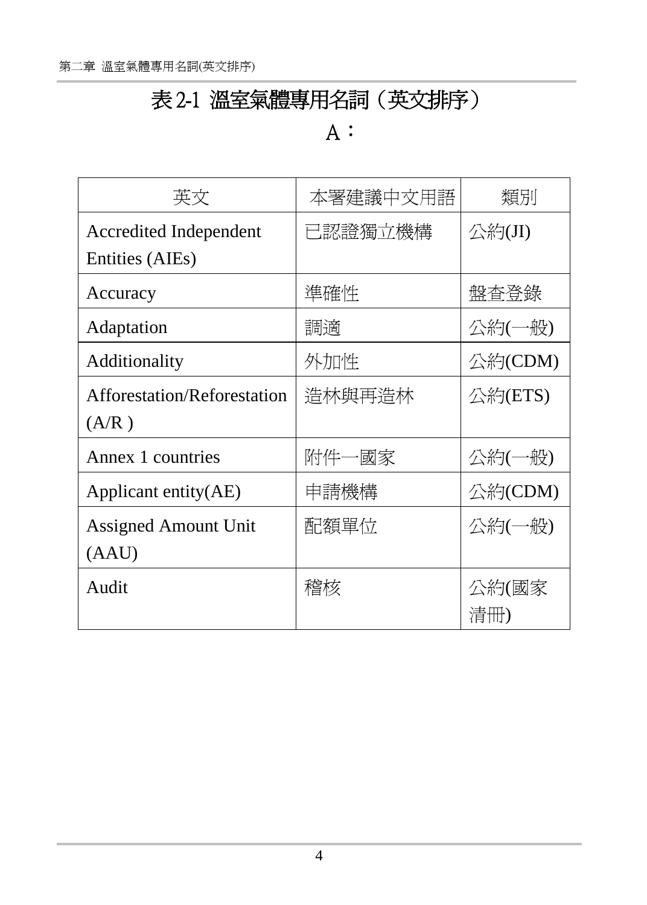# 表 2-1 溫室氣體專用名詞（英文排序）

## A：

| 英文 | 本署建議中文用語 | 類別 |
| --- | --- | --- |
| Accredited Independent Entities (AIEs) | 已認證獨立機構 | 公約(JI) |
| Accuracy | 準確性 | 盤查登錄 |
| Adaptation | 調適 | 公約(一般) |
| Additionality | 外加性 | 公約(CDM) |
| Afforestation/Reforestation (A/R ) | 造林與再造林 | 公約(ETS) |
| Annex 1 countries | 附件一國家 | 公約(一般) |
| Applicant entity(AE) | 申請機構 | 公約(CDM) |
| Assigned Amount Unit (AAU) | 配額單位 | 公約(一般) |
| Audit | 稽核 | 公約(國家清冊) |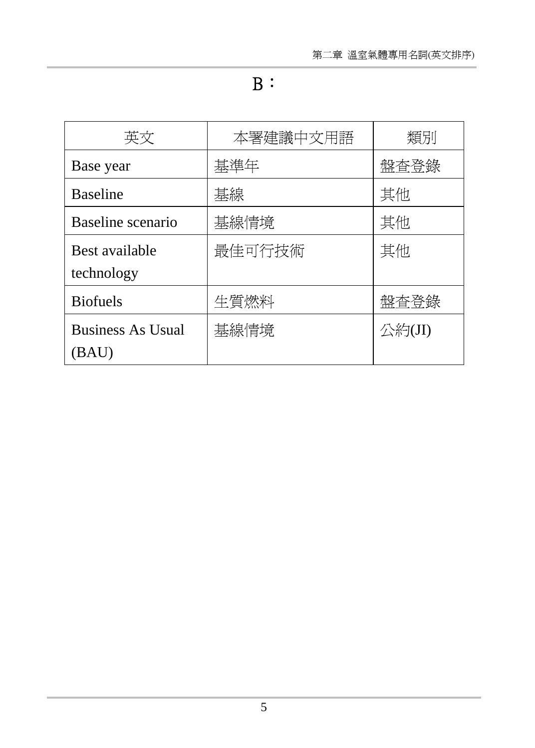# B：

| 英文 | 本署建議中文用語 | 類別 |
| --- | --- | --- |
| Base year | 基準年 | 盤查登錄 |
| Baseline | 基線 | 其他 |
| Baseline scenario | 基線情境 | 其他 |
| Best available technology | 最佳可行技術 | 其他 |
| Biofuels | 生質燃料 | 盤查登錄 |
| Business As Usual (BAU) | 基線情境 | 公約(JI) |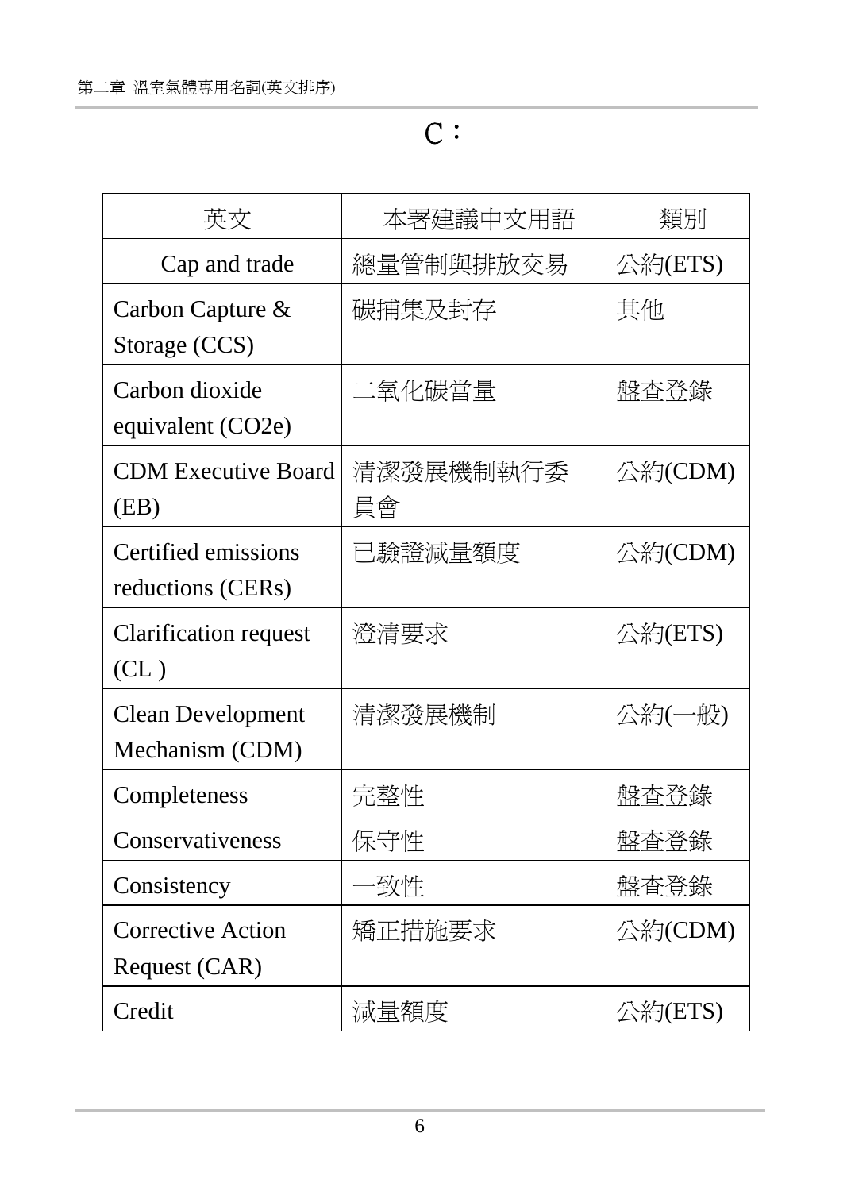# C：

| 英文 | 本署建議中文用語 | 類別 |
| --- | --- | --- |
| Cap and trade | 總量管制與排放交易 | 公約(ETS) |
| Carbon Capture & Storage (CCS) | 碳捕集及封存 | 其他 |
| Carbon dioxide equivalent (CO2e) | 二氧化碳當量 | 盤查登錄 |
| CDM Executive Board (EB) | 清潔發展機制執行委員會 | 公約(CDM) |
| Certified emissions reductions (CERs) | 已驗證減量額度 | 公約(CDM) |
| Clarification request (CL ) | 澄清要求 | 公約(ETS) |
| Clean Development Mechanism (CDM) | 清潔發展機制 | 公約(一般) |
| Completeness | 完整性 | 盤查登錄 |
| Conservativeness | 保守性 | 盤查登錄 |
| Consistency | 一致性 | 盤查登錄 |
| Corrective Action Request (CAR) | 矯正措施要求 | 公約(CDM) |
| Credit | 減量額度 | 公約(ETS) |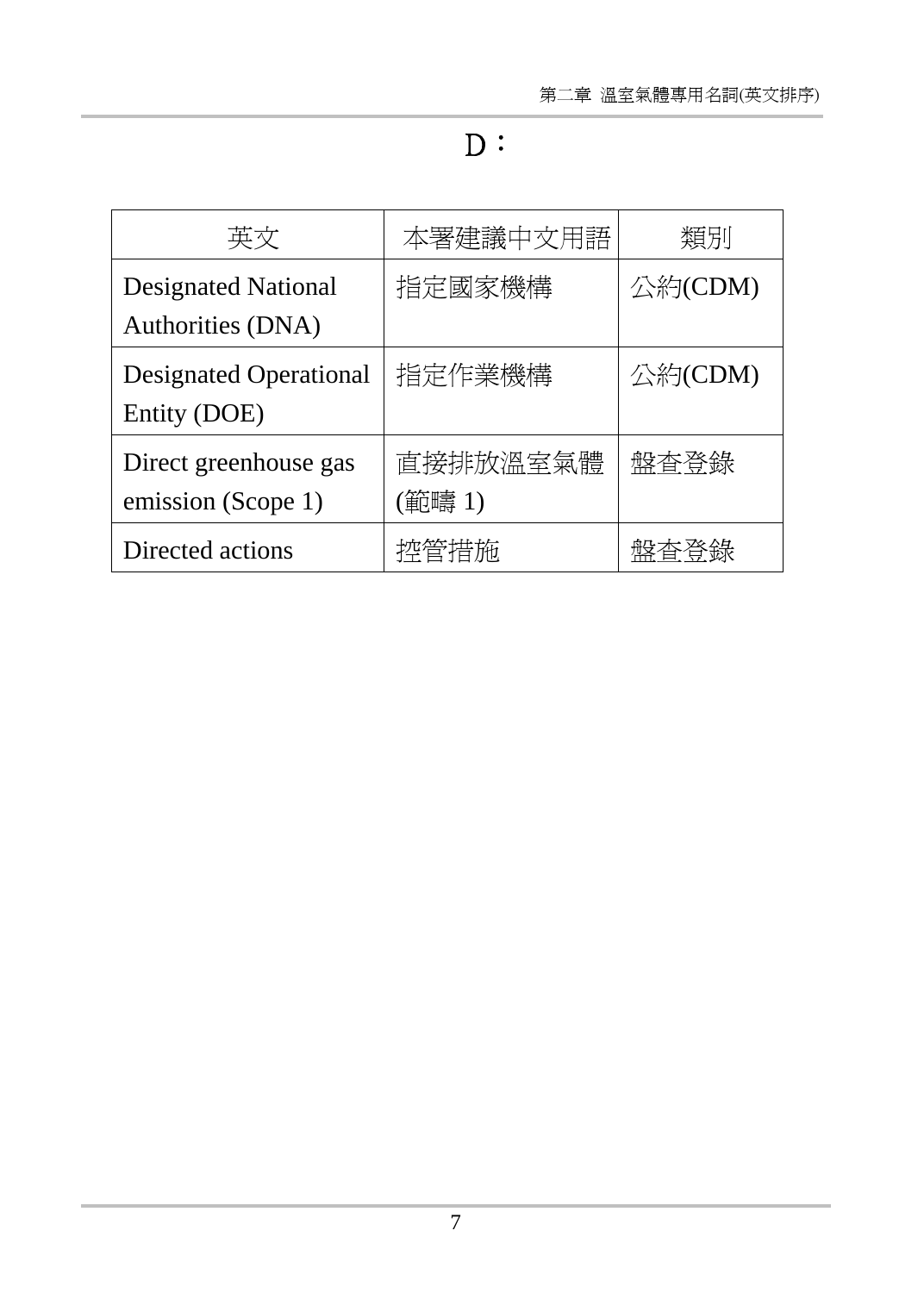# D：

| 英文 | 本署建議中文用語 | 類別 |
|---|---|---|
| Designated National Authorities (DNA) | 指定國家機構 | 公約(CDM) |
| Designated Operational Entity (DOE) | 指定作業機構 | 公約(CDM) |
| Direct greenhouse gas emission (Scope 1) | 直接排放溫室氣體 (範疇 1) | 盤查登錄 |
| Directed actions | 控管措施 | 盤查登錄 |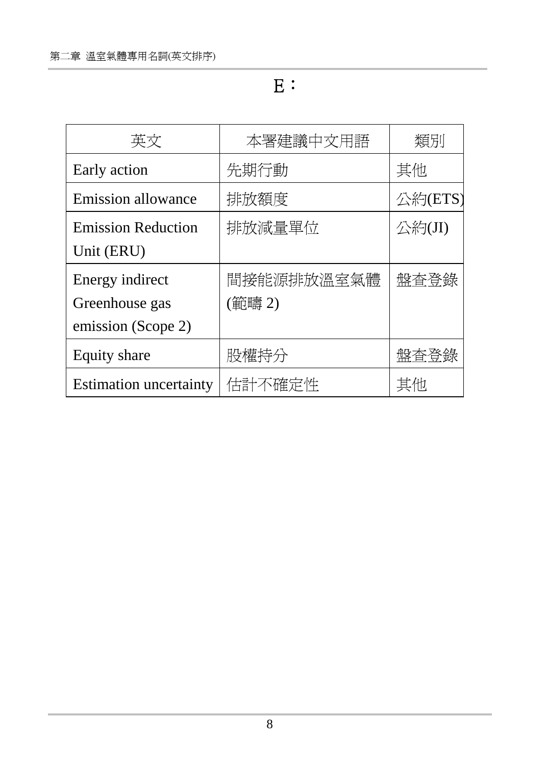# E：

| 英文 | 本署建議中文用語 | 類別 |
|---|---|---|
| Early action | 先期行動 | 其他 |
| Emission allowance | 排放額度 | 公約(ETS) |
| Emission Reduction Unit (ERU) | 排放減量單位 | 公約(JI) |
| Energy indirect Greenhouse gas emission (Scope 2) | 間接能源排放溫室氣體(範疇 2) | 盤查登錄 |
| Equity share | 股權持分 | 盤查登錄 |
| Estimation uncertainty | 估計不確定性 | 其他 |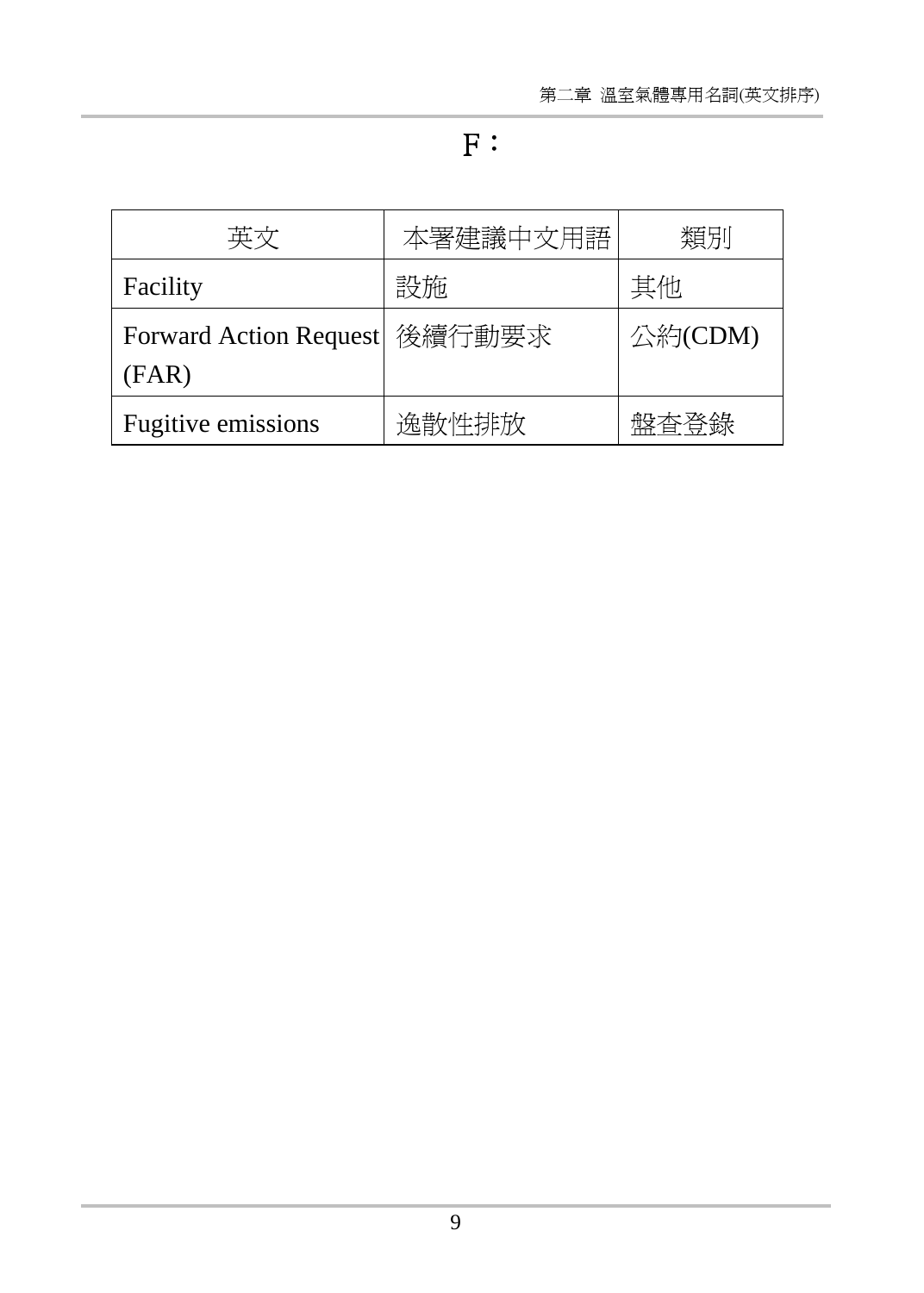# F：

| 英文 | 本署建議中文用語 | 類別 |
| --- | --- | --- |
| Facility | 設施 | 其他 |
| Forward Action Request (FAR) | 後續行動要求 | 公約(CDM) |
| Fugitive emissions | 逸散性排放 | 盤查登錄 |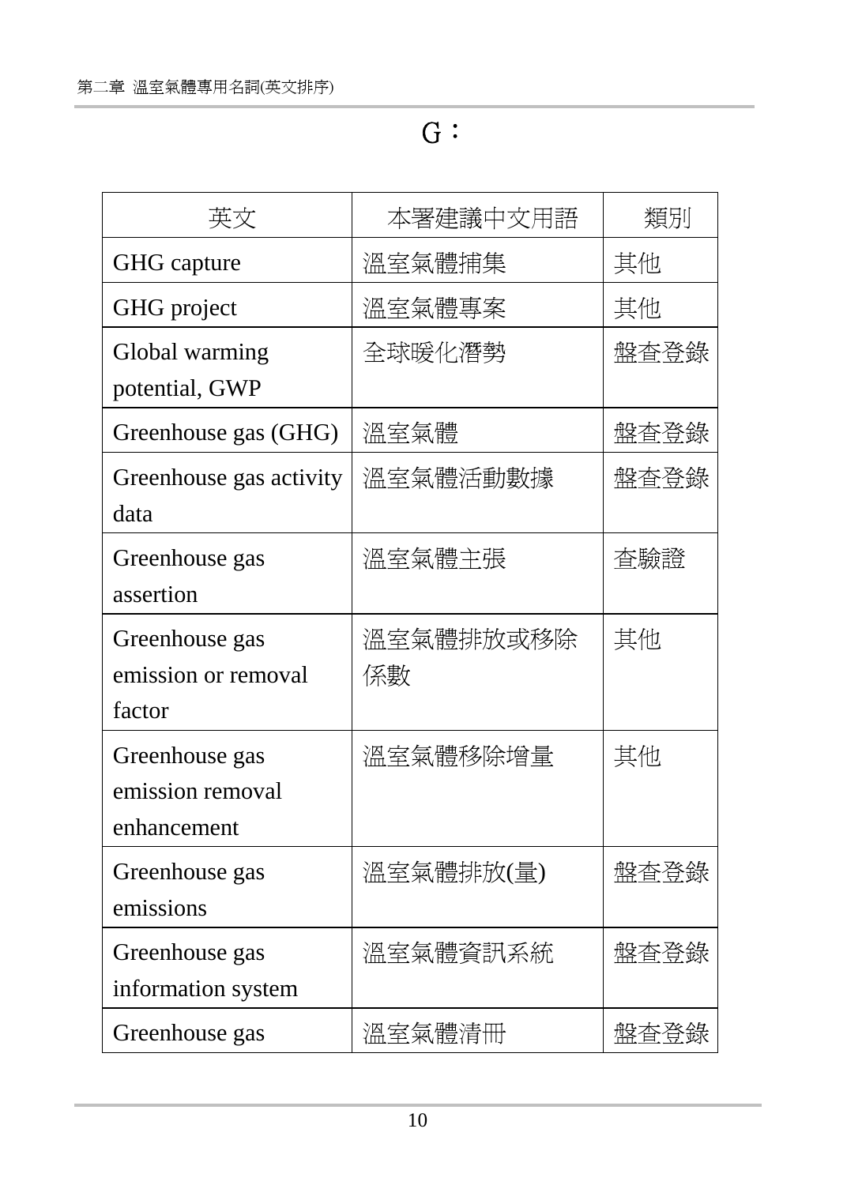# G：

| 英文 | 本署建議中文用語 | 類別 |
|---|---|---|
| GHG capture | 溫室氣體捕集 | 其他 |
| GHG project | 溫室氣體專案 | 其他 |
| Global warming potential, GWP | 全球暖化潛勢 | 盤查登錄 |
| Greenhouse gas (GHG) | 溫室氣體 | 盤查登錄 |
| Greenhouse gas activity data | 溫室氣體活動數據 | 盤查登錄 |
| Greenhouse gas assertion | 溫室氣體主張 | 查驗證 |
| Greenhouse gas emission or removal factor | 溫室氣體排放或移除係數 | 其他 |
| Greenhouse gas emission removal enhancement | 溫室氣體移除增量 | 其他 |
| Greenhouse gas emissions | 溫室氣體排放(量) | 盤查登錄 |
| Greenhouse gas information system | 溫室氣體資訊系統 | 盤查登錄 |
| Greenhouse gas | 溫室氣體清冊 | 盤查登錄 |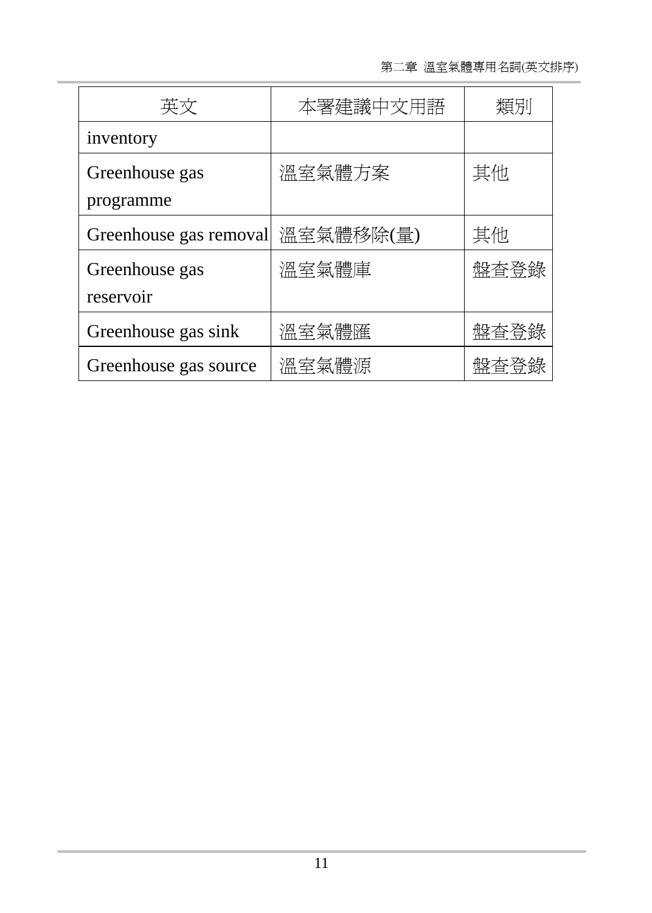| 英文 | 本署建議中文用語 | 類別 |
| --- | --- | --- |
| inventory | | |
| Greenhouse gas programme | 溫室氣體方案 | 其他 |
| Greenhouse gas removal | 溫室氣體移除(量) | 其他 |
| Greenhouse gas reservoir | 溫室氣體庫 | 盤查登錄 |
| Greenhouse gas sink | 溫室氣體匯 | 盤查登錄 |
| Greenhouse gas source | 溫室氣體源 | 盤查登錄 |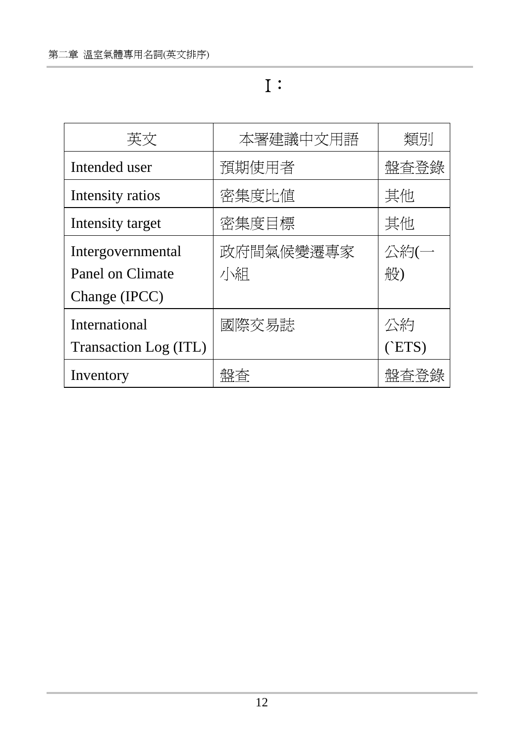# I：

| 英文 | 本署建議中文用語 | 類別 |
| --- | --- | --- |
| Intended user | 預期使用者 | 盤查登錄 |
| Intensity ratios | 密集度比值 | 其他 |
| Intensity target | 密集度目標 | 其他 |
| Intergovernmental Panel on Climate Change (IPCC) | 政府間氣候變遷專家小組 | 公約(一般) |
| International Transaction Log (ITL) | 國際交易誌 | 公約(`ETS) |
| Inventory | 盤查 | 盤查登錄 |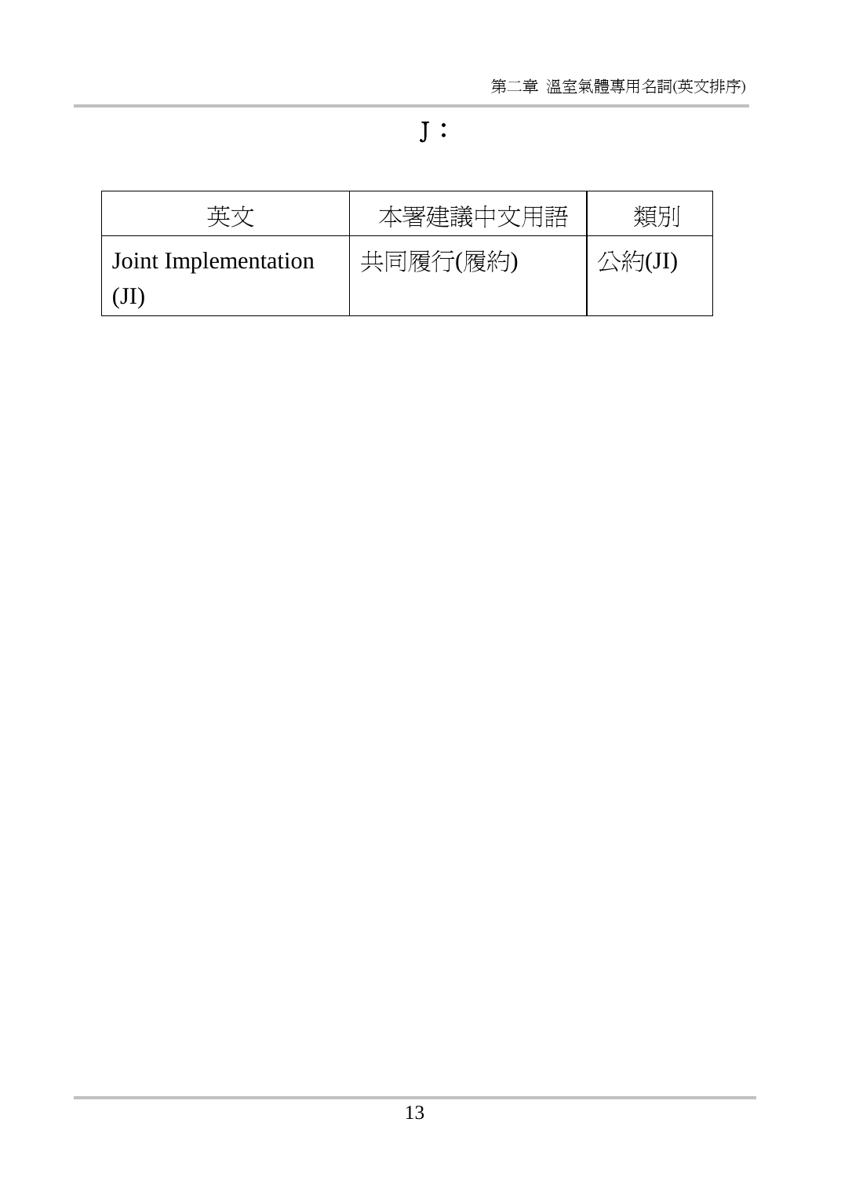# J：

| 英文 | 本署建議中文用語 | 類別 |
|---|---|---|
| Joint Implementation (JI) | 共同履行(履約) | 公約(JI) |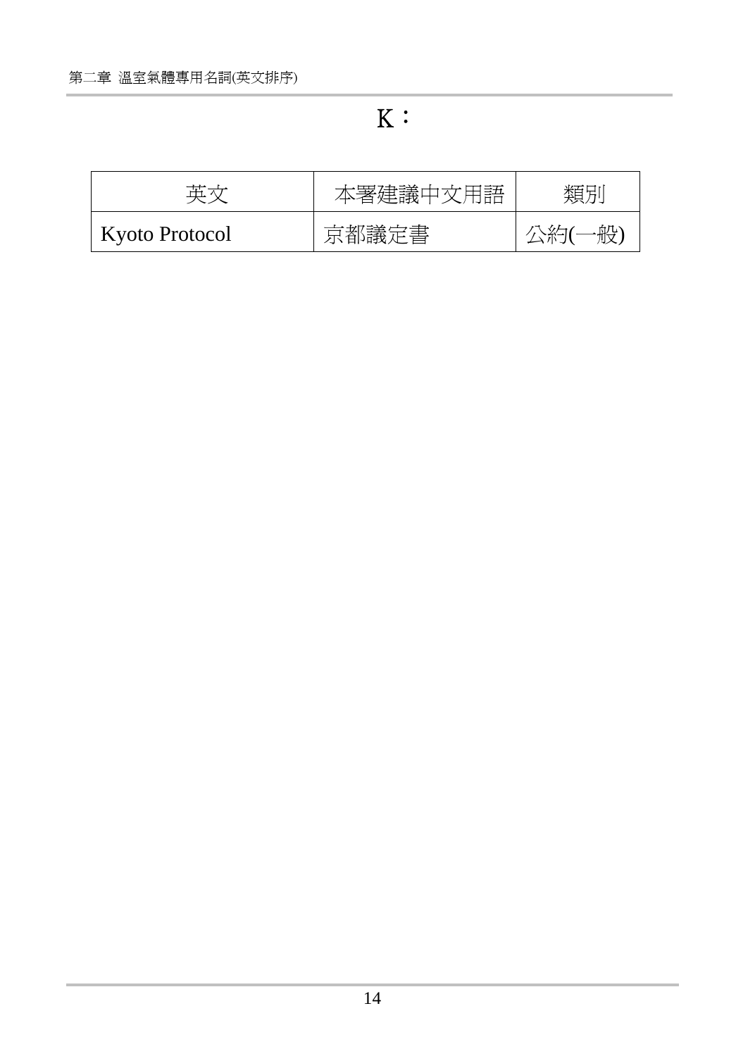## K：

| 英文 | 本署建議中文用語 | 類別 |
|---|---|---|
| Kyoto Protocol | 京都議定書 | 公約(一般) |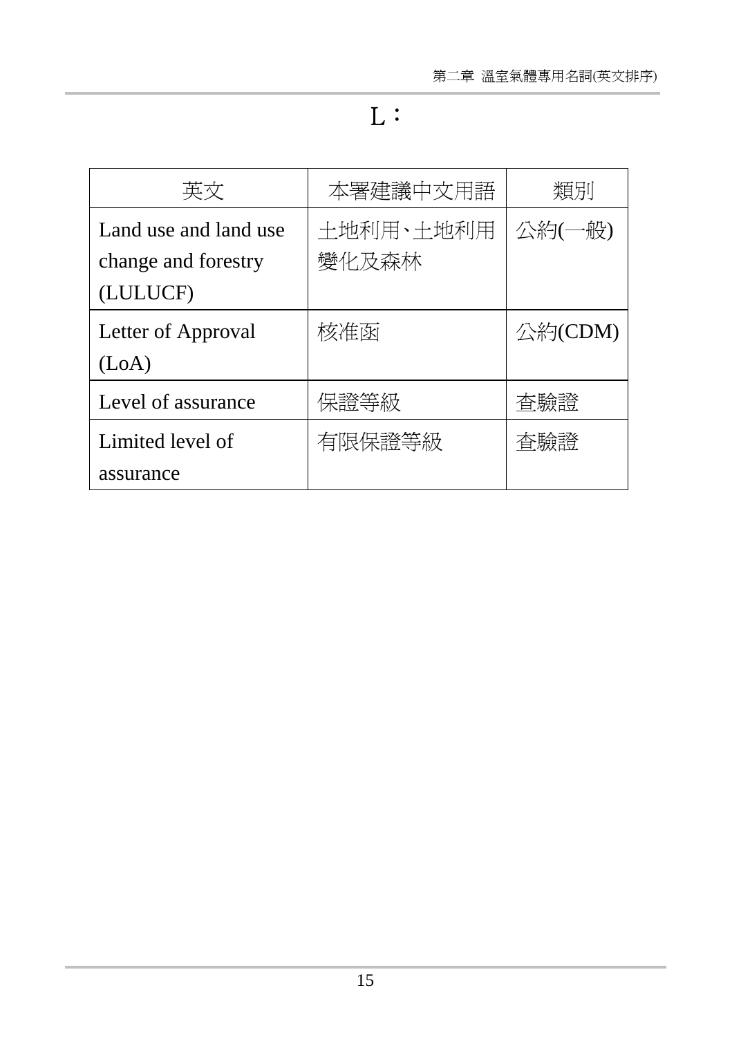# L：

| 英文 | 本署建議中文用語 | 類別 |
| --- | --- | --- |
| Land use and land use change and forestry (LULUCF) | 土地利用、土地利用變化及森林 | 公約(一般) |
| Letter of Approval (LoA) | 核准函 | 公約(CDM) |
| Level of assurance | 保證等級 | 查驗證 |
| Limited level of assurance | 有限保證等級 | 查驗證 |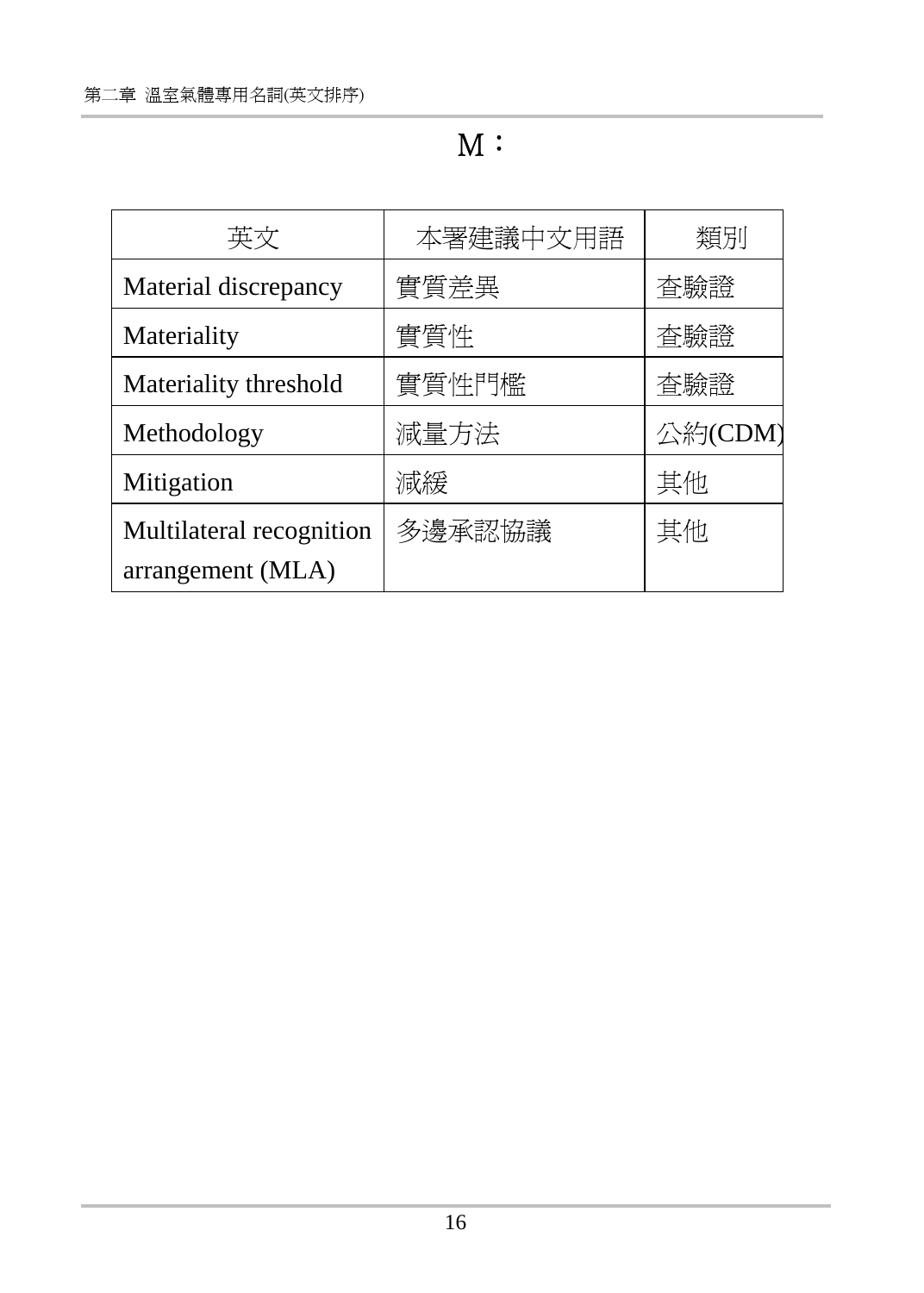# M：

| 英文 | 本署建議中文用語 | 類別 |
| --- | --- | --- |
| Material discrepancy | 實質差異 | 查驗證 |
| Materiality | 實質性 | 查驗證 |
| Materiality threshold | 實質性門檻 | 查驗證 |
| Methodology | 減量方法 | 公約(CDM) |
| Mitigation | 減緩 | 其他 |
| Multilateral recognition arrangement (MLA) | 多邊承認協議 | 其他 |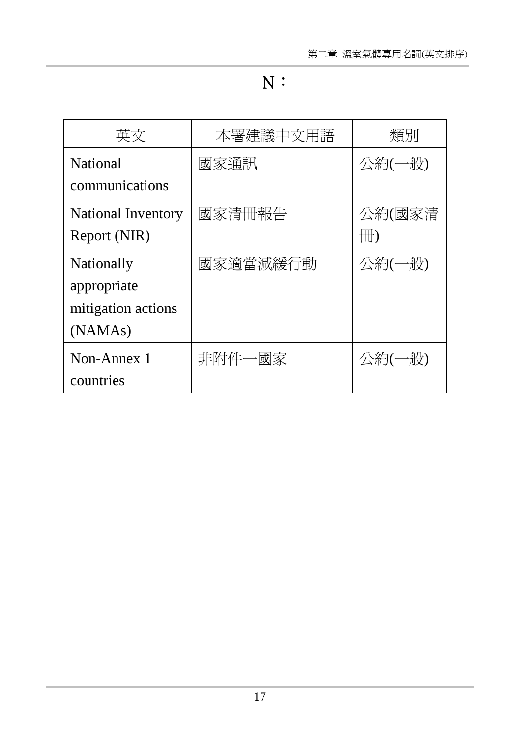# N：

| 英文 | 本署建議中文用語 | 類別 |
| --- | --- | --- |
| National communications | 國家通訊 | 公約(一般) |
| National Inventory Report (NIR) | 國家清冊報告 | 公約(國家清冊) |
| Nationally appropriate mitigation actions (NAMAs) | 國家適當減緩行動 | 公約(一般) |
| Non-Annex 1 countries | 非附件一國家 | 公約(一般) |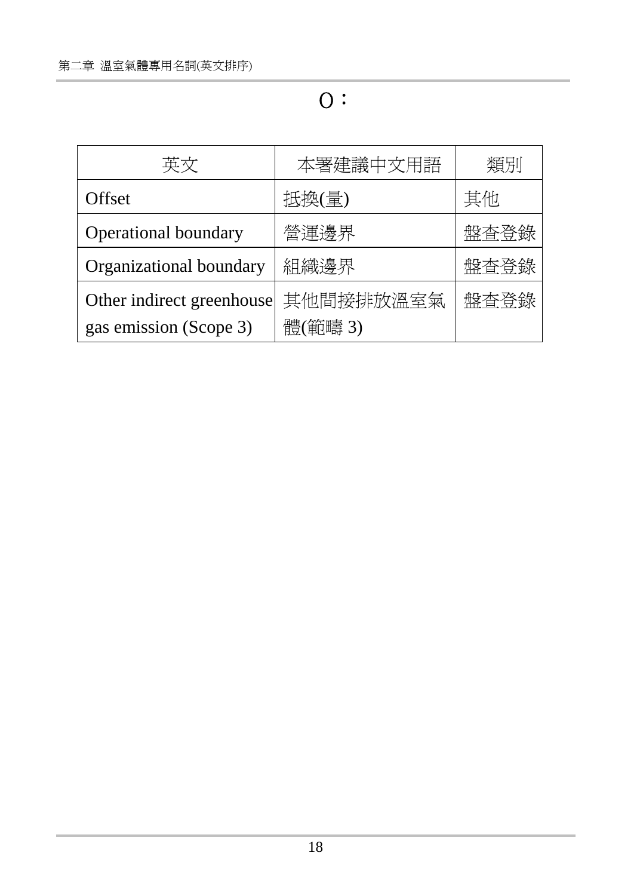# O：

| 英文 | 本署建議中文用語 | 類別 |
|---|---|---|
| Offset | 抵換(量) | 其他 |
| Operational boundary | 營運邊界 | 盤查登錄 |
| Organizational boundary | 組織邊界 | 盤查登錄 |
| Other indirect greenhouse gas emission (Scope 3) | 其他間接排放溫室氣體(範疇 3) | 盤查登錄 |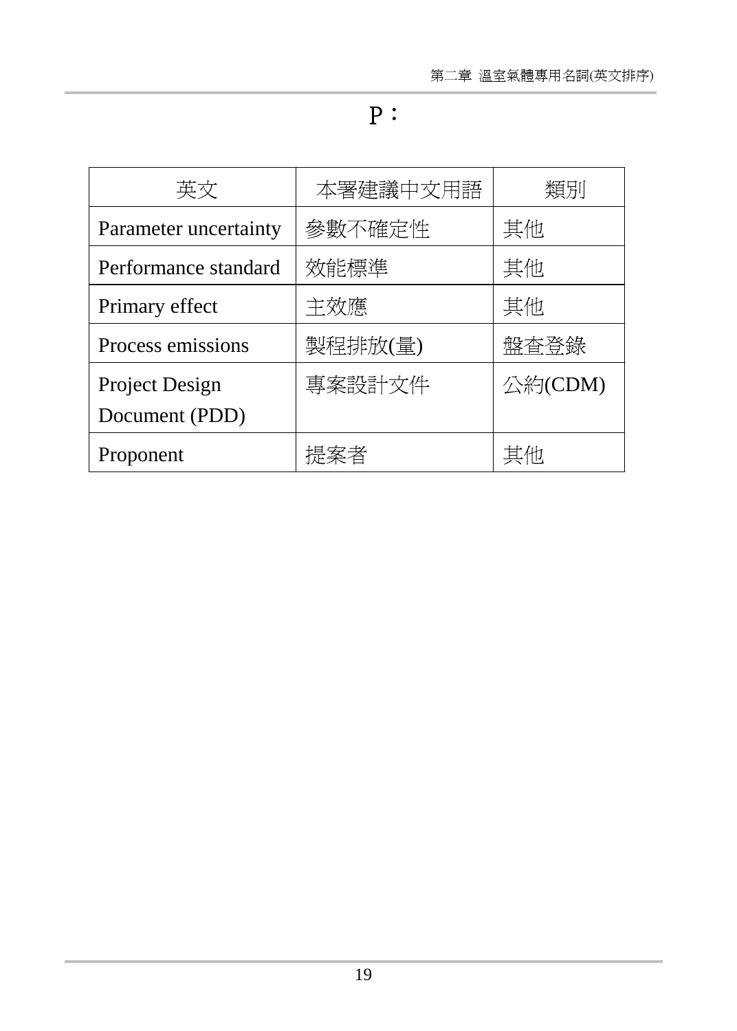# P：

| 英文 | 本署建議中文用語 | 類別 |
| --- | --- | --- |
| Parameter uncertainty | 參數不確定性 | 其他 |
| Performance standard | 效能標準 | 其他 |
| Primary effect | 主效應 | 其他 |
| Process emissions | 製程排放(量) | 盤查登錄 |
| Project Design Document (PDD) | 專案設計文件 | 公約(CDM) |
| Proponent | 提案者 | 其他 |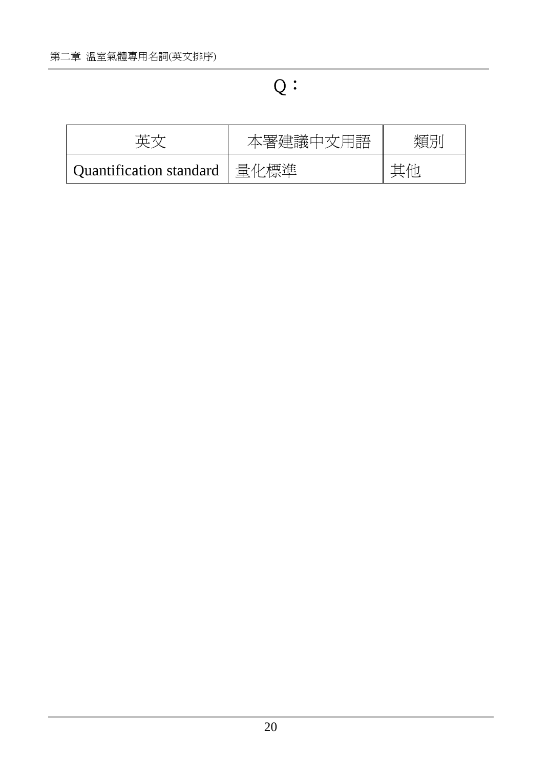# Q：

| 英文 | 本署建議中文用語 | 類別 |
| --- | --- | --- |
| Quantification standard | 量化標準 | 其他 |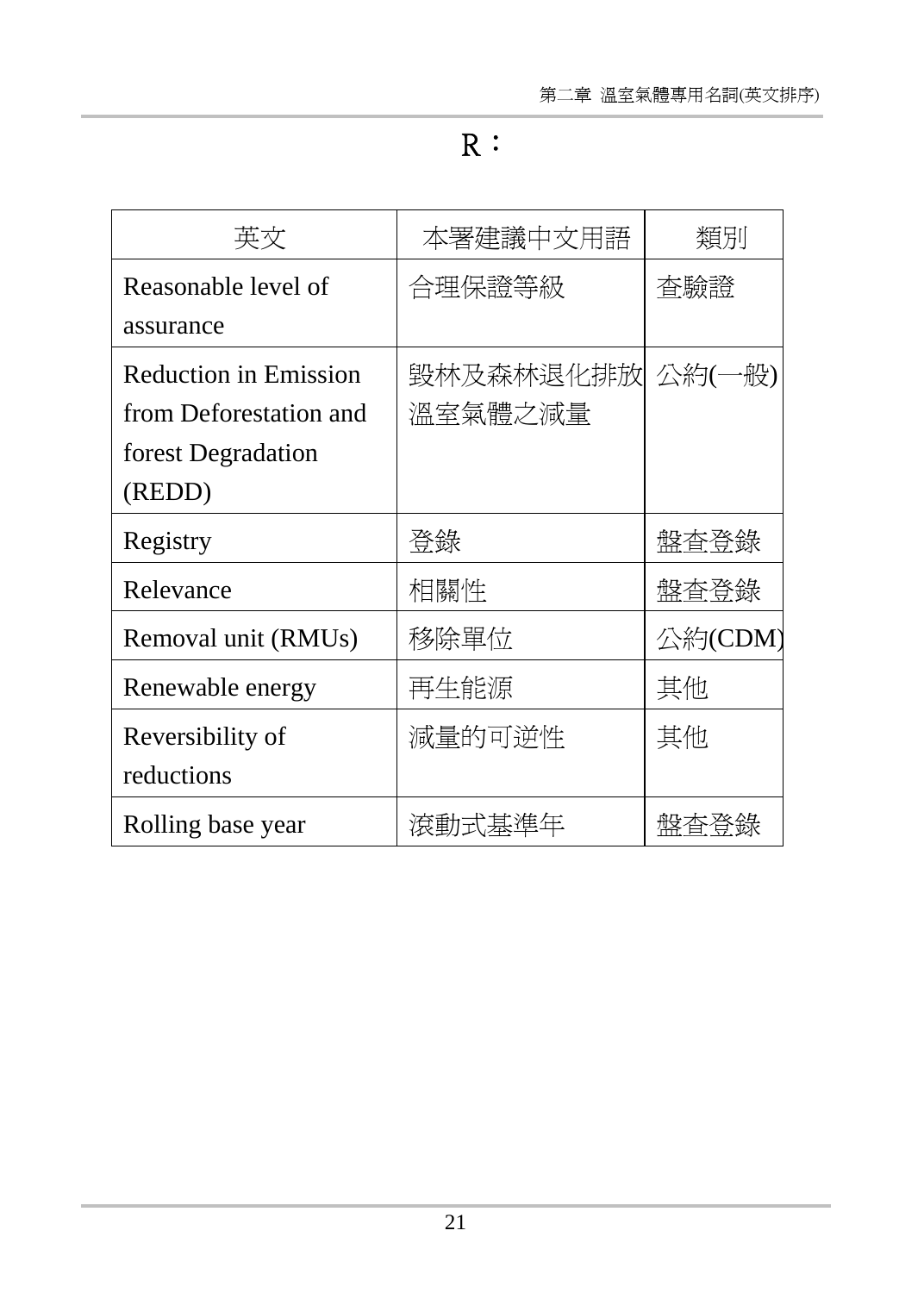# R：

| 英文 | 本署建議中文用語 | 類別 |
|---|---|---|
| Reasonable level of assurance | 合理保證等級 | 查驗證 |
| Reduction in Emission from Deforestation and forest Degradation (REDD) | 毀林及森林退化排放溫室氣體之減量 | 公約(一般) |
| Registry | 登錄 | 盤查登錄 |
| Relevance | 相關性 | 盤查登錄 |
| Removal unit (RMUs) | 移除單位 | 公約(CDM) |
| Renewable energy | 再生能源 | 其他 |
| Reversibility of reductions | 減量的可逆性 | 其他 |
| Rolling base year | 滾動式基準年 | 盤查登錄 |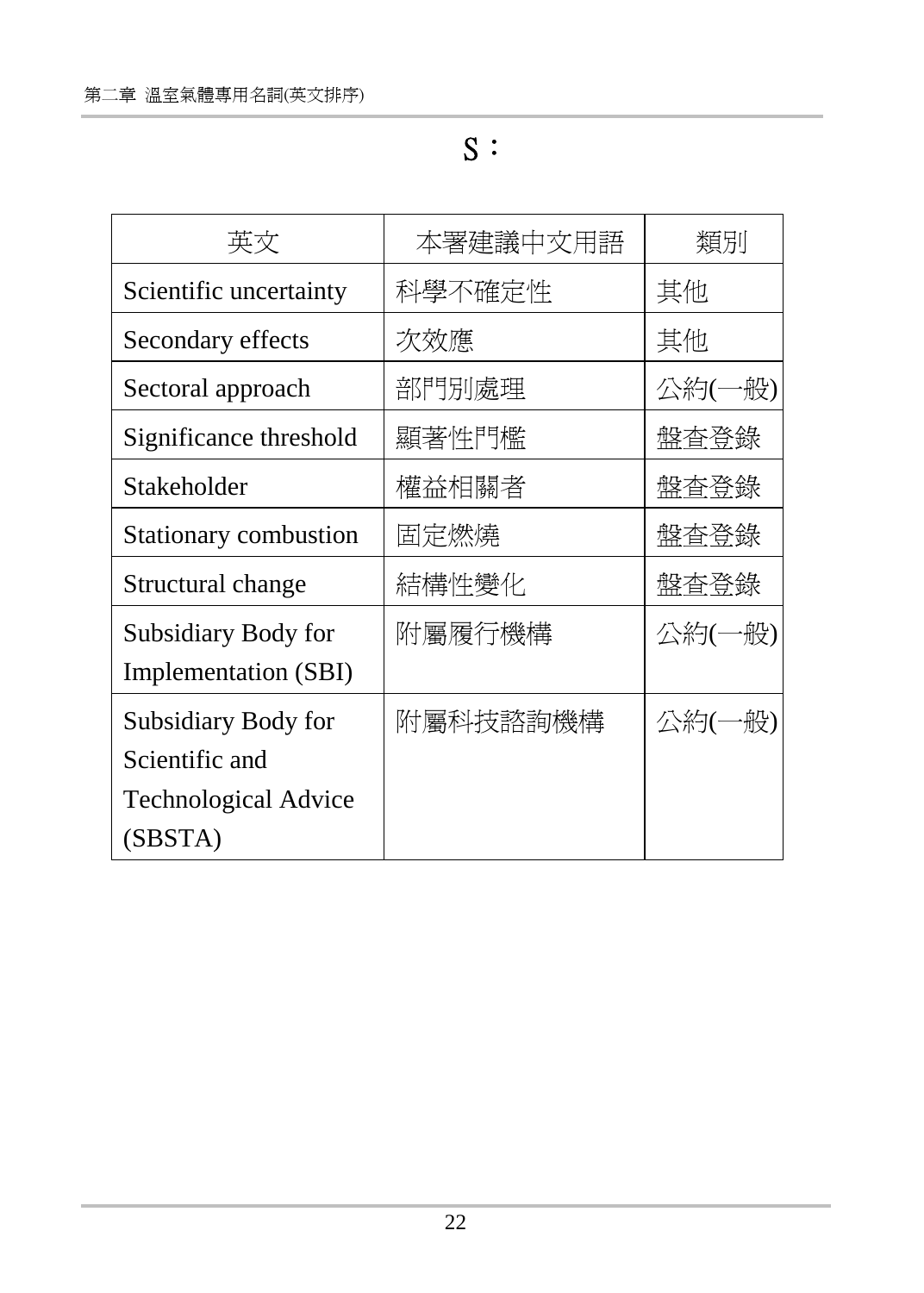# S：

| 英文 | 本署建議中文用語 | 類別 |
| --- | --- | --- |
| Scientific uncertainty | 科學不確定性 | 其他 |
| Secondary effects | 次效應 | 其他 |
| Sectoral approach | 部門別處理 | 公約(一般) |
| Significance threshold | 顯著性門檻 | 盤查登錄 |
| Stakeholder | 權益相關者 | 盤查登錄 |
| Stationary combustion | 固定燃燒 | 盤查登錄 |
| Structural change | 結構性變化 | 盤查登錄 |
| Subsidiary Body for Implementation (SBI) | 附屬履行機構 | 公約(一般) |
| Subsidiary Body for Scientific and Technological Advice (SBSTA) | 附屬科技諮詢機構 | 公約(一般) |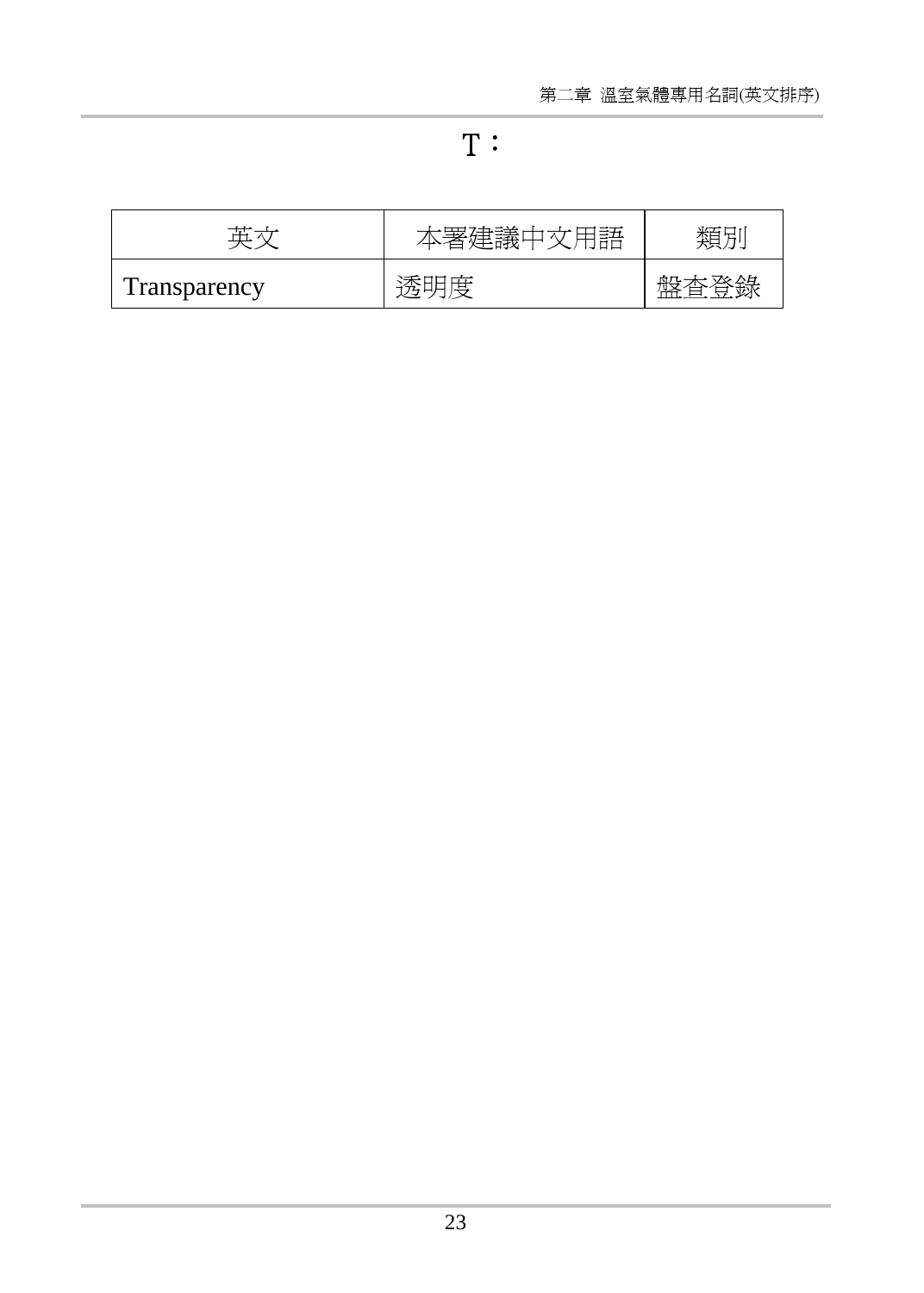# T：

| 英文 | 本署建議中文用語 | 類別 |
|---|---|---|
| Transparency | 透明度 | 盤查登錄 |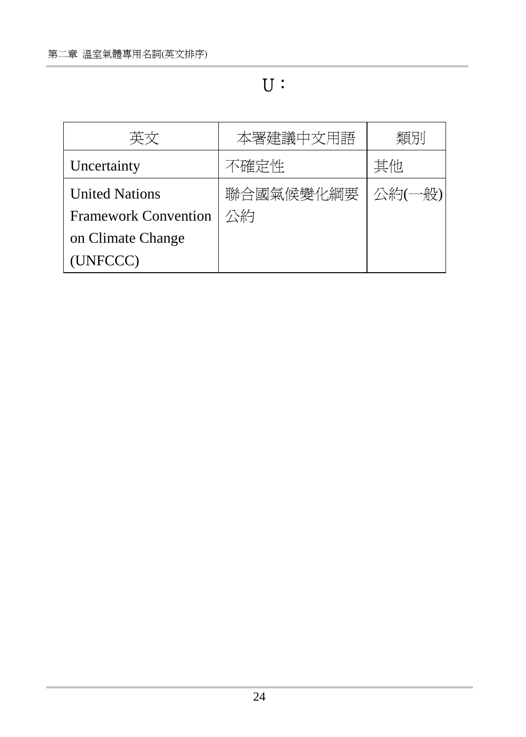# U：

| 英文 | 本署建議中文用語 | 類別 |
| --- | --- | --- |
| Uncertainty | 不確定性 | 其他 |
| United Nations Framework Convention on Climate Change (UNFCCC) | 聯合國氣候變化綱要公約 | 公約(一般) |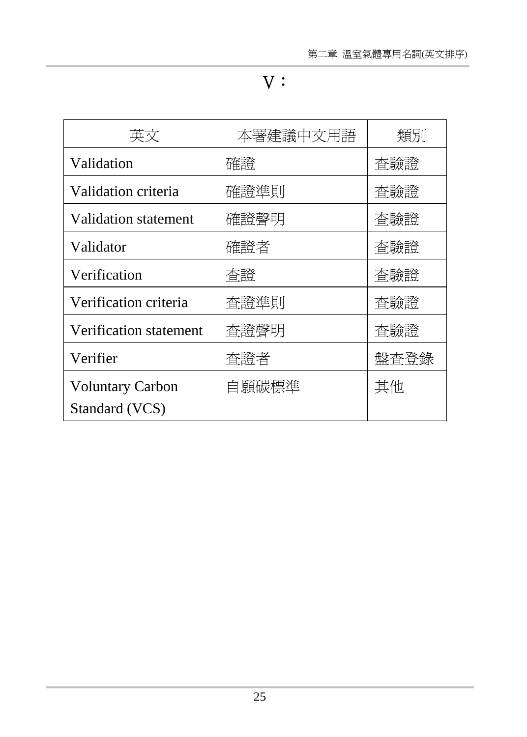# V：

| 英文 | 本署建議中文用語 | 類別 |
|---|---|---|
| Validation | 確證 | 查驗證 |
| Validation criteria | 確證準則 | 查驗證 |
| Validation statement | 確證聲明 | 查驗證 |
| Validator | 確證者 | 查驗證 |
| Verification | 查證 | 查驗證 |
| Verification criteria | 查證準則 | 查驗證 |
| Verification statement | 查證聲明 | 查驗證 |
| Verifier | 查證者 | 盤查登錄 |
| Voluntary Carbon Standard (VCS) | 自願碳標準 | 其他 |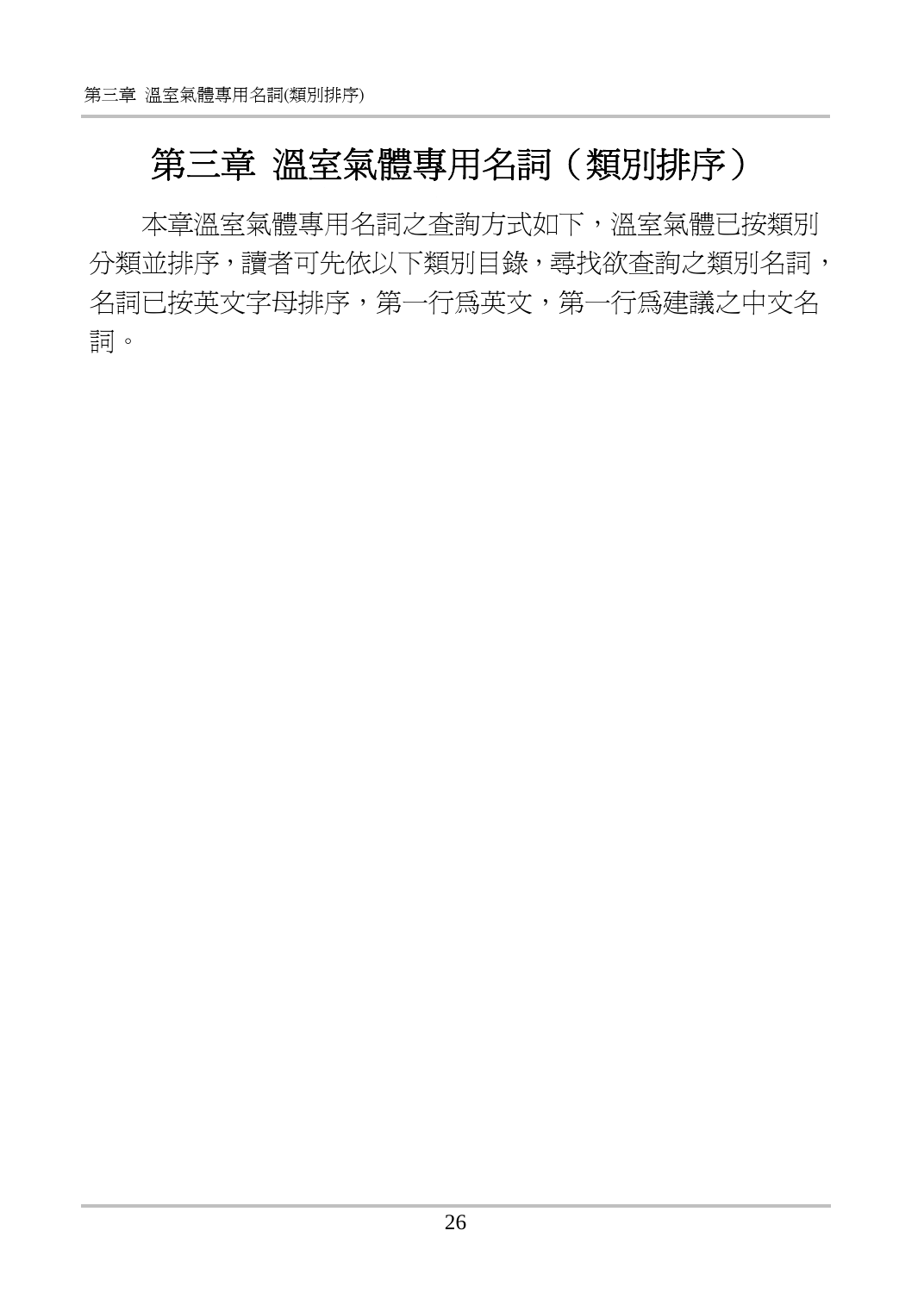# 第三章 溫室氣體專用名詞（類別排序）

本章溫室氣體專用名詞之查詢方式如下，溫室氣體已按類別分類並排序，讀者可先依以下類別目錄，尋找欲查詢之類別名詞，名詞已按英文字母排序，第一行爲英文，第一行爲建議之中文名詞。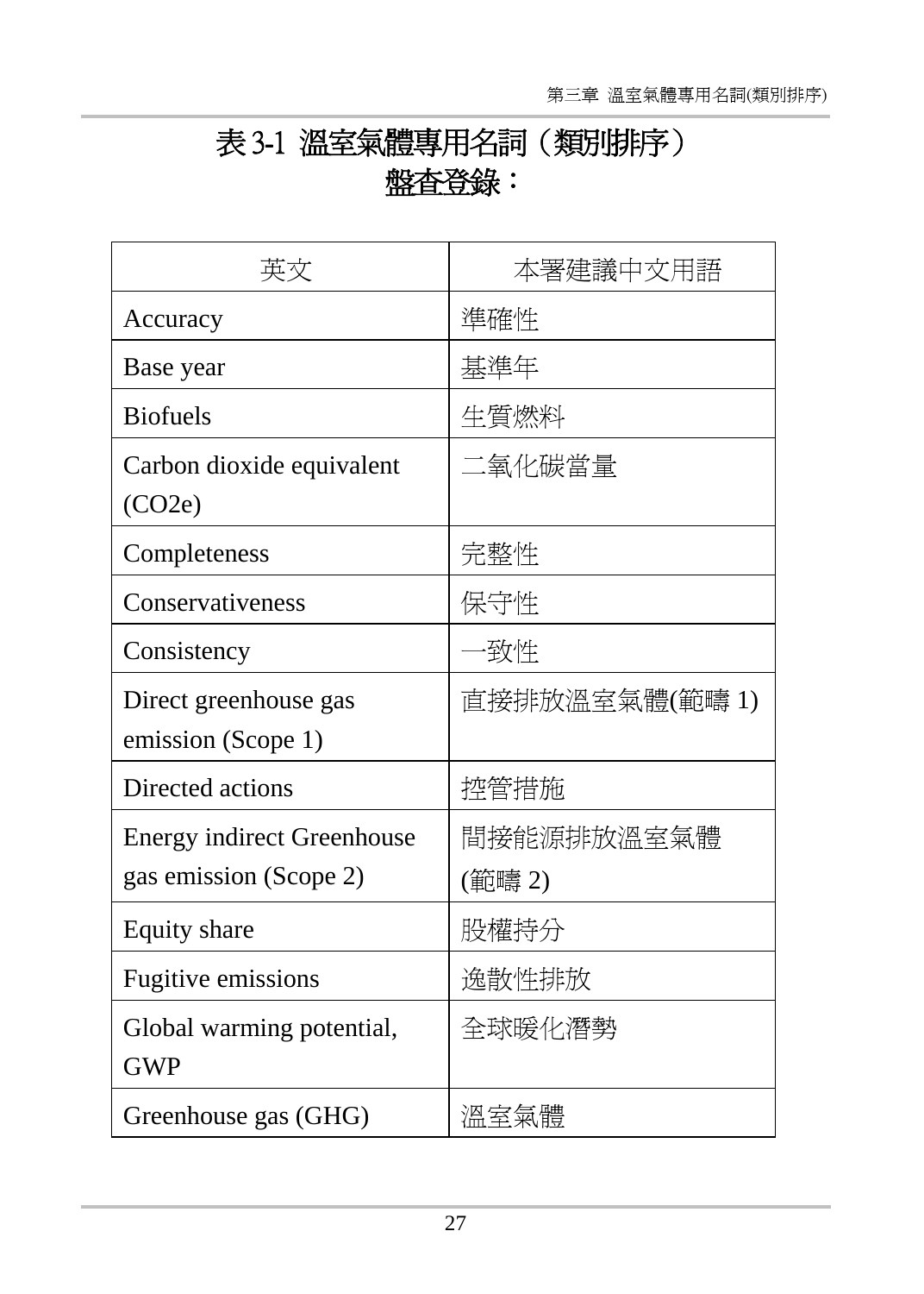# 表 3-1 溫室氣體專用名詞（類別排序）

## 盤查登錄：

| 英文 | 本署建議中文用語 |
|---|---|
| Accuracy | 準確性 |
| Base year | 基準年 |
| Biofuels | 生質燃料 |
| Carbon dioxide equivalent ($CO_2e$) | 二氧化碳當量 |
| Completeness | 完整性 |
| Conservativeness | 保守性 |
| Consistency | 一致性 |
| Direct greenhouse gas emission (Scope 1) | 直接排放溫室氣體(範疇 1) |
| Directed actions | 控管措施 |
| Energy indirect Greenhouse gas emission (Scope 2) | 間接能源排放溫室氣體(範疇 2) |
| Equity share | 股權持分 |
| Fugitive emissions | 逸散性排放 |
| Global warming potential, GWP | 全球暖化潛勢 |
| Greenhouse gas (GHG) | 溫室氣體 |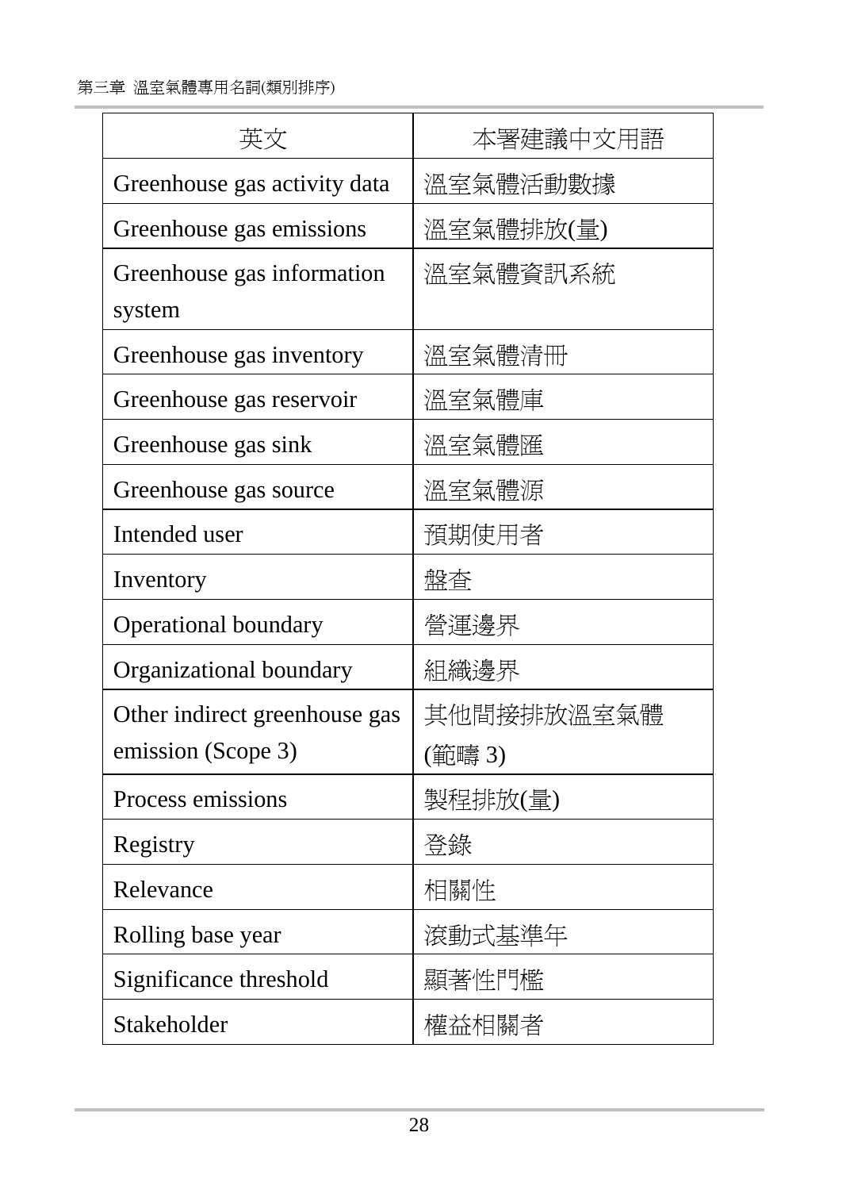| 英文 | 本署建議中文用語 |
| --- | --- |
| Greenhouse gas activity data | 溫室氣體活動數據 |
| Greenhouse gas emissions | 溫室氣體排放(量) |
| Greenhouse gas information system | 溫室氣體資訊系統 |
| Greenhouse gas inventory | 溫室氣體清冊 |
| Greenhouse gas reservoir | 溫室氣體庫 |
| Greenhouse gas sink | 溫室氣體匯 |
| Greenhouse gas source | 溫室氣體源 |
| Intended user | 預期使用者 |
| Inventory | 盤查 |
| Operational boundary | 營運邊界 |
| Organizational boundary | 組織邊界 |
| Other indirect greenhouse gas emission (Scope 3) | 其他間接排放溫室氣體(範疇 3) |
| Process emissions | 製程排放(量) |
| Registry | 登錄 |
| Relevance | 相關性 |
| Rolling base year | 滾動式基準年 |
| Significance threshold | 顯著性門檻 |
| Stakeholder | 權益相關者 |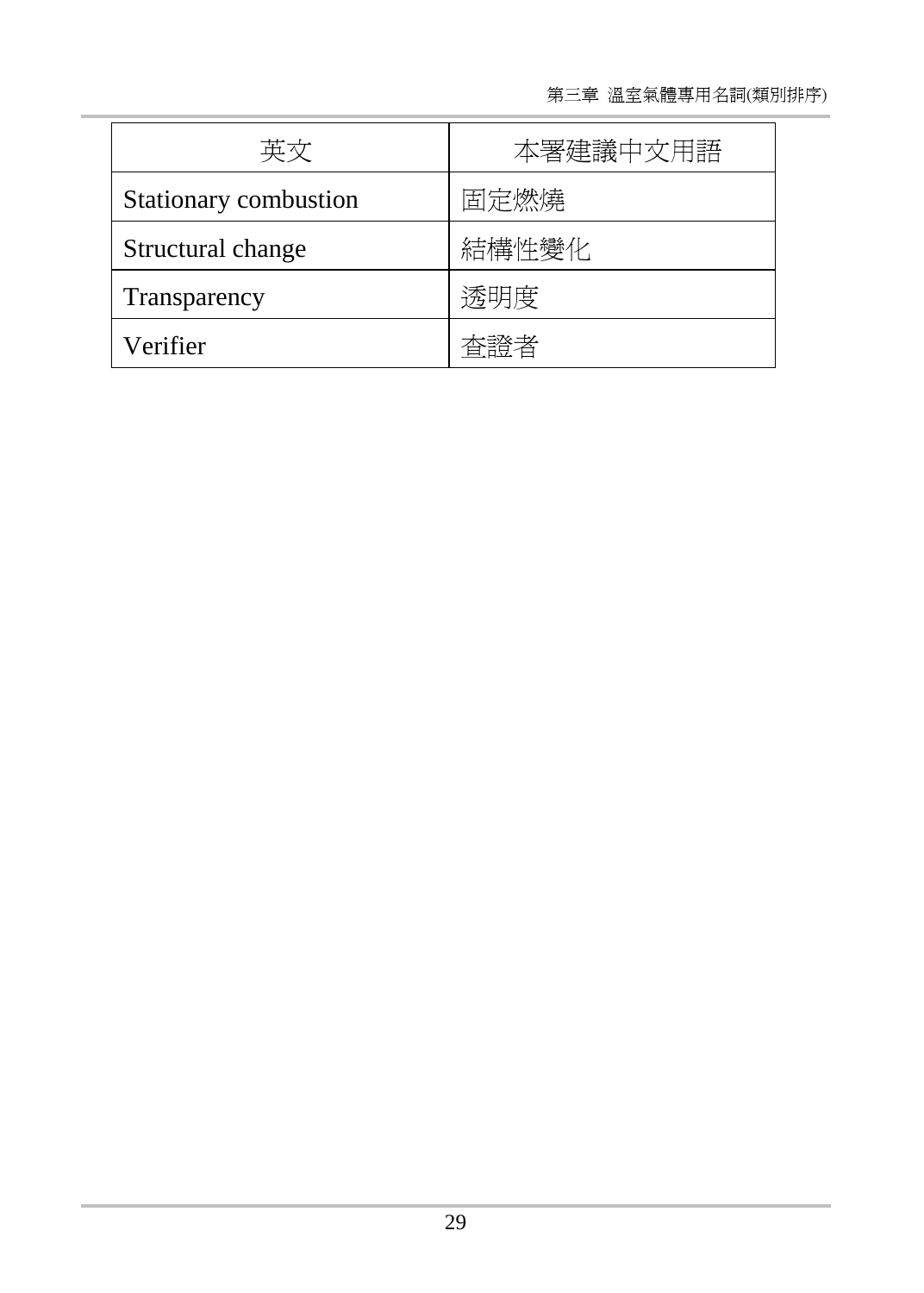| 英文 | 本署建議中文用語 |
| --- | --- |
| Stationary combustion | 固定燃燒 |
| Structural change | 結構性變化 |
| Transparency | 透明度 |
| Verifier | 查證者 |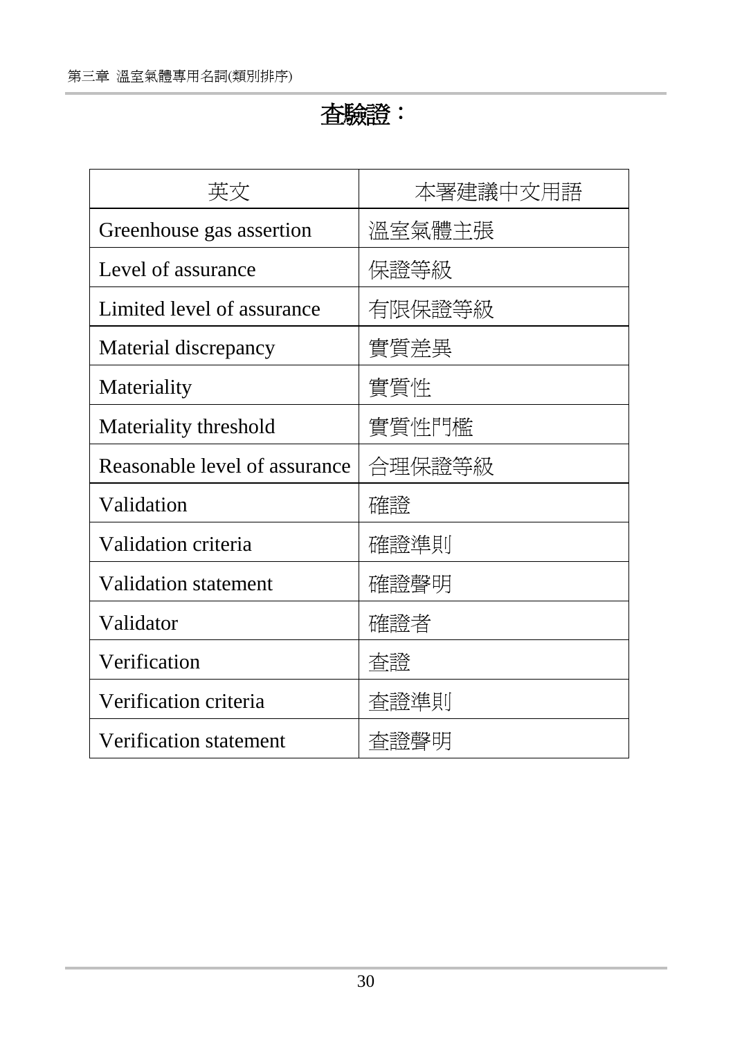# 查驗證：

| 英文 | 本署建議中文用語 |
| --- | --- |
| Greenhouse gas assertion | 溫室氣體主張 |
| Level of assurance | 保證等級 |
| Limited level of assurance | 有限保證等級 |
| Material discrepancy | 實質差異 |
| Materiality | 實質性 |
| Materiality threshold | 實質性門檻 |
| Reasonable level of assurance | 合理保證等級 |
| Validation | 確證 |
| Validation criteria | 確證準則 |
| Validation statement | 確證聲明 |
| Validator | 確證者 |
| Verification | 查證 |
| Verification criteria | 查證準則 |
| Verification statement | 查證聲明 |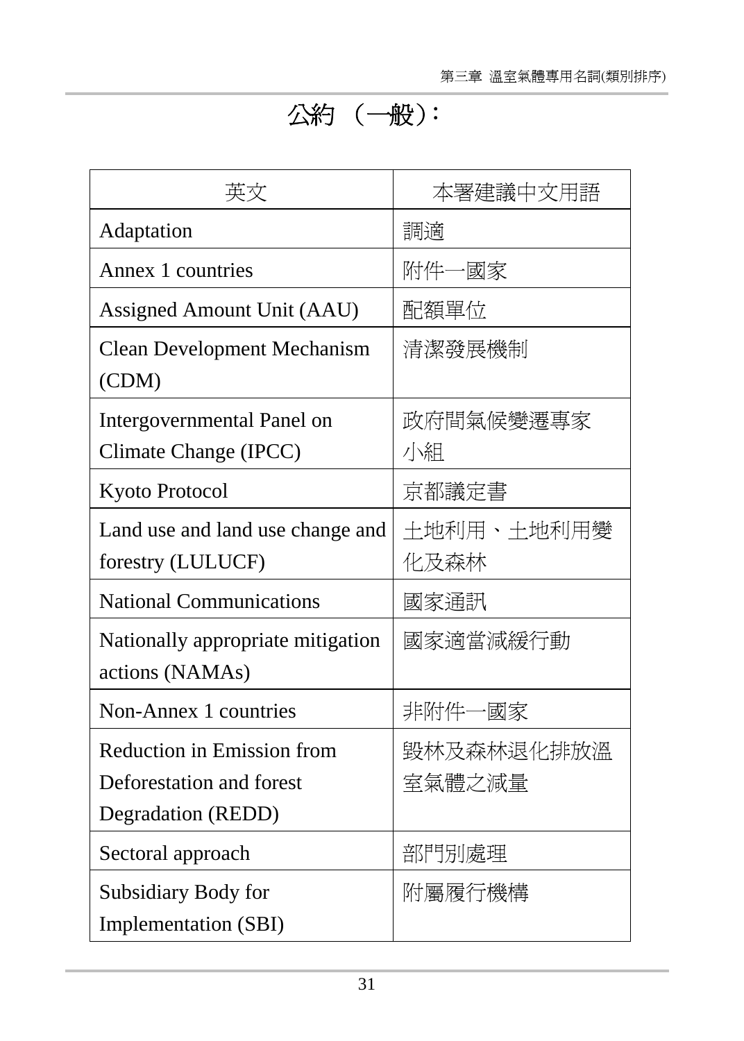# 公約 （一般）：

| 英文 | 本署建議中文用語 |
|---|---|
| Adaptation | 調適 |
| Annex 1 countries | 附件一國家 |
| Assigned Amount Unit (AAU) | 配額單位 |
| Clean Development Mechanism (CDM) | 清潔發展機制 |
| Intergovernmental Panel on Climate Change (IPCC) | 政府間氣候變遷專家小組 |
| Kyoto Protocol | 京都議定書 |
| Land use and land use change and forestry (LULUCF) | 土地利用、土地利用變化及森林 |
| National Communications | 國家通訊 |
| Nationally appropriate mitigation actions (NAMAs) | 國家適當減緩行動 |
| Non-Annex 1 countries | 非附件一國家 |
| Reduction in Emission from Deforestation and forest Degradation (REDD) | 毀林及森林退化排放溫室氣體之減量 |
| Sectoral approach | 部門別處理 |
| Subsidiary Body for Implementation (SBI) | 附屬履行機構 |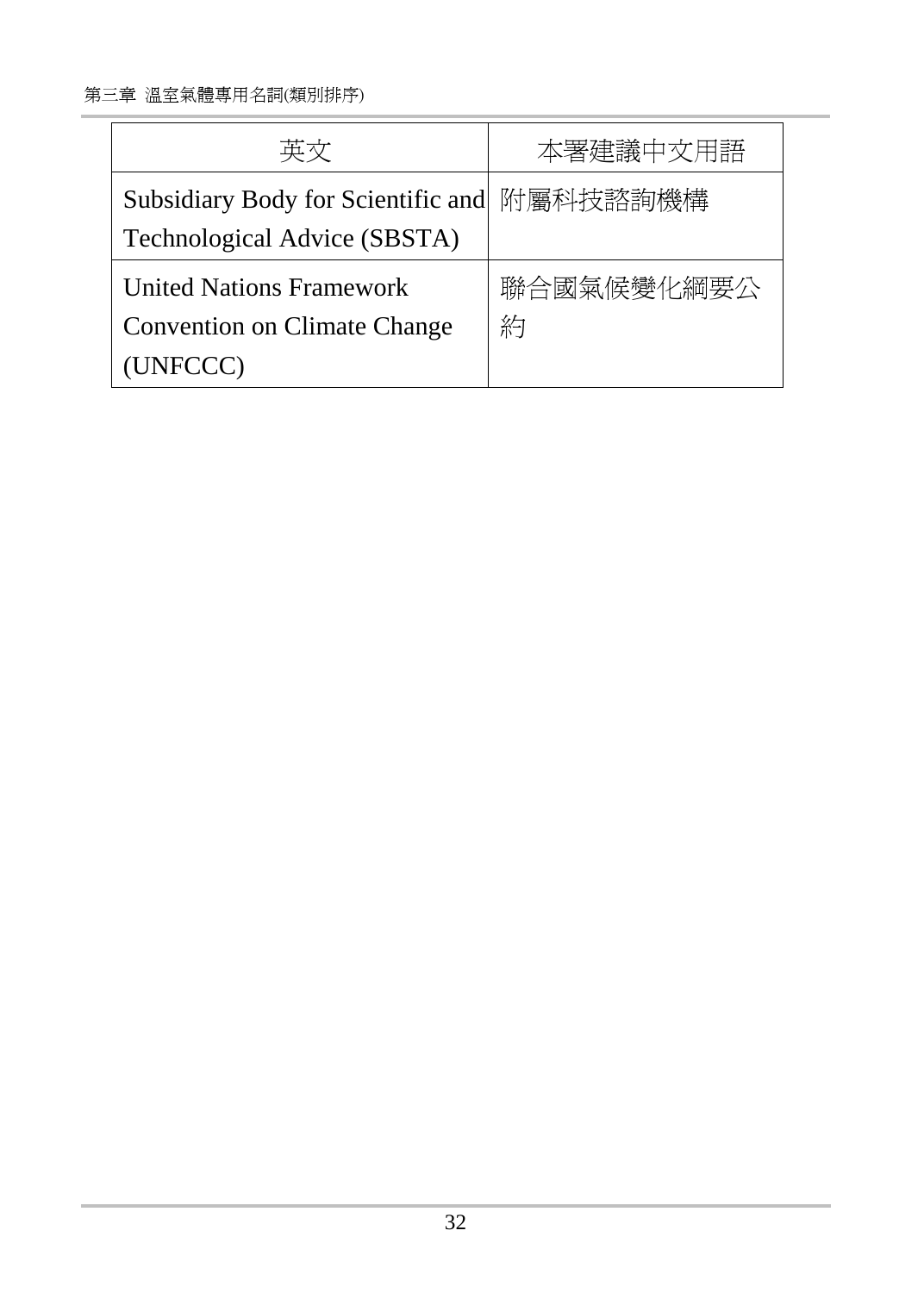| 英文 | 本署建議中文用語 |
| --- | --- |
| Subsidiary Body for Scientific and Technological Advice (SBSTA) | 附屬科技諮詢機構 |
| United Nations Framework Convention on Climate Change (UNFCCC) | 聯合國氣候變化綱要公約 |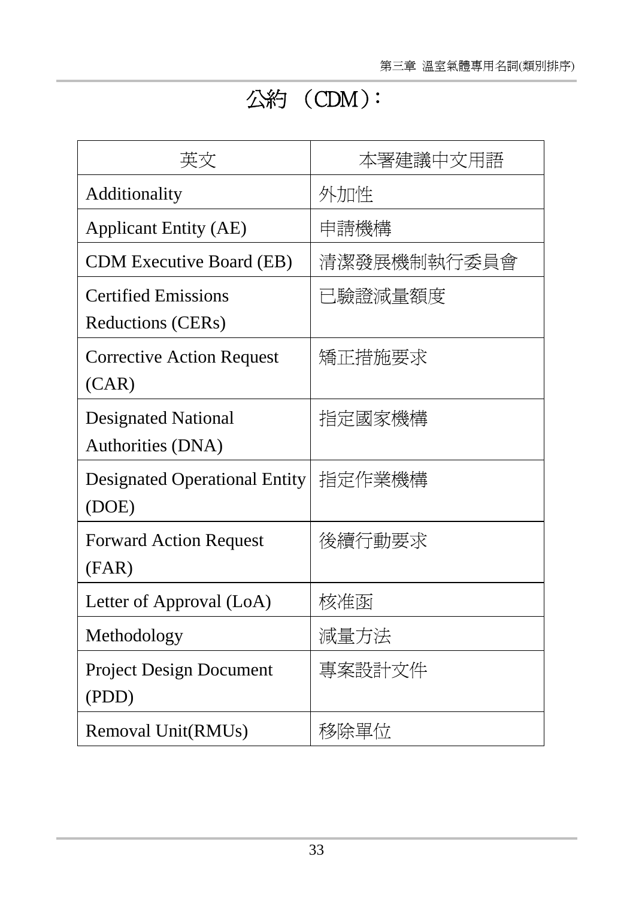## 公約 （CDM）：

| 英文 | 本署建議中文用語 |
|---|---|
| Additionality | 外加性 |
| Applicant Entity (AE) | 申請機構 |
| CDM Executive Board (EB) | 清潔發展機制執行委員會 |
| Certified Emissions Reductions (CERs) | 已驗證減量額度 |
| Corrective Action Request (CAR) | 矯正措施要求 |
| Designated National Authorities (DNA) | 指定國家機構 |
| Designated Operational Entity (DOE) | 指定作業機構 |
| Forward Action Request (FAR) | 後續行動要求 |
| Letter of Approval (LoA) | 核准函 |
| Methodology | 減量方法 |
| Project Design Document (PDD) | 專案設計文件 |
| Removal Unit(RMUs) | 移除單位 |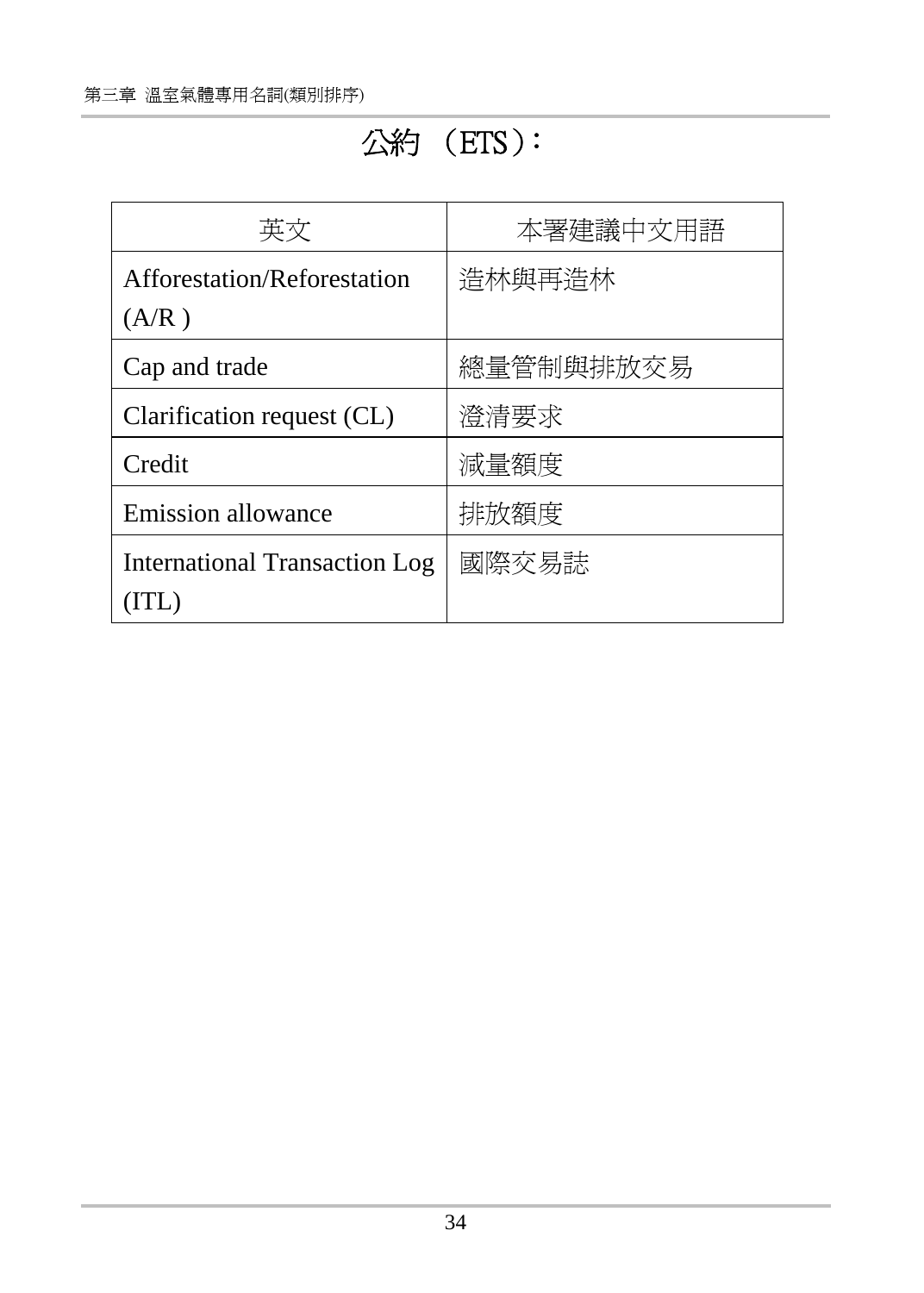## 公約 （ETS）：

| 英文 | 本署建議中文用語 |
| --- | --- |
| Afforestation/Reforestation (A/R ) | 造林與再造林 |
| Cap and trade | 總量管制與排放交易 |
| Clarification request (CL) | 澄清要求 |
| Credit | 減量額度 |
| Emission allowance | 排放額度 |
| International Transaction Log (ITL) | 國際交易誌 |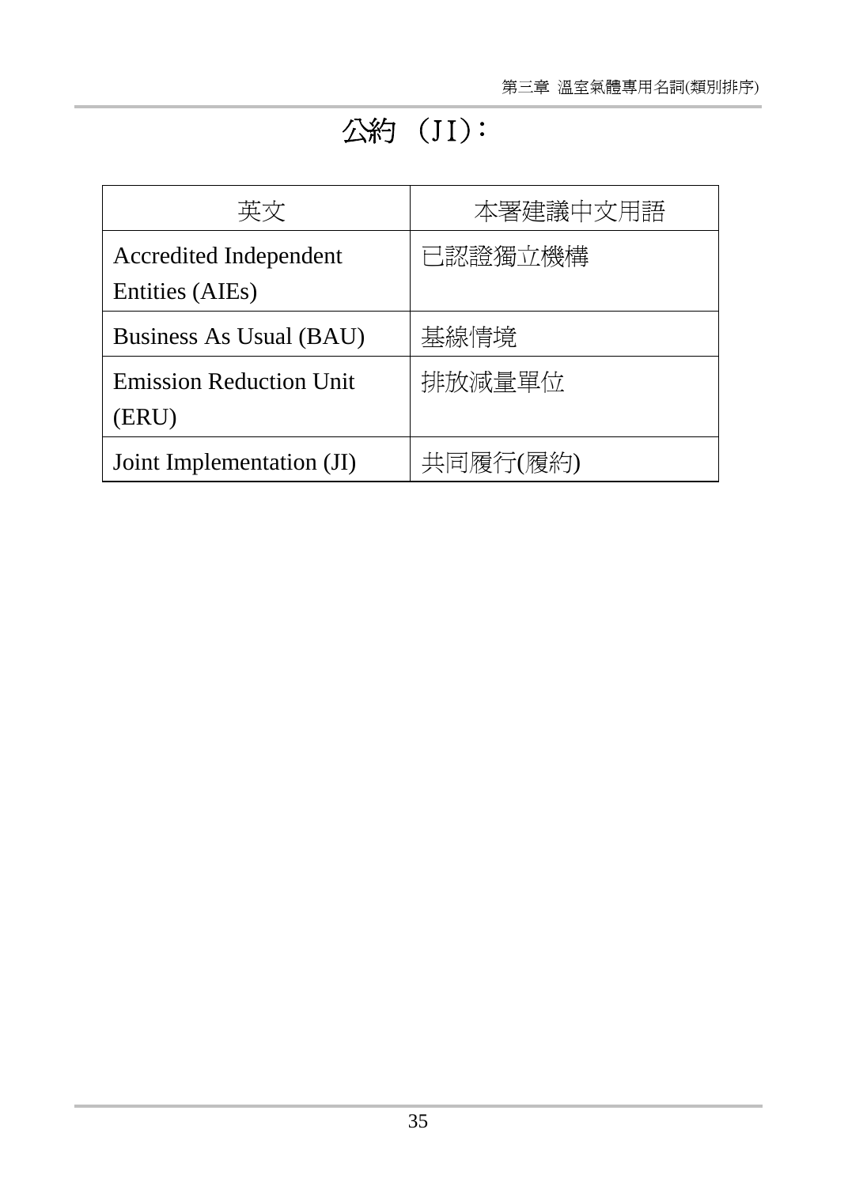# 公約 （JI）：

| 英文 | 本署建議中文用語 |
|---|---|
| Accredited Independent Entities (AIEs) | 已認證獨立機構 |
| Business As Usual (BAU) | 基線情境 |
| Emission Reduction Unit (ERU) | 排放減量單位 |
| Joint Implementation (JI) | 共同履行(履約) |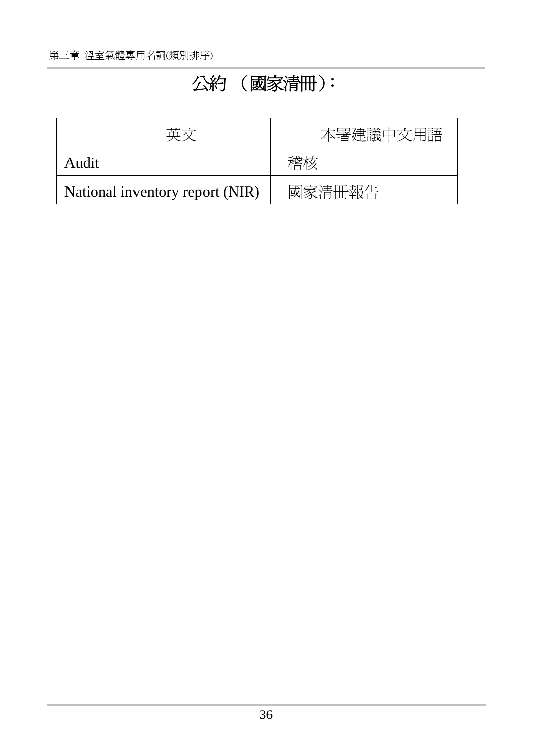## 公約 （國家清冊）：

| 英文 | 本署建議中文用語 |
| --- | --- |
| Audit | 稽核 |
| National inventory report (NIR) | 國家清冊報告 |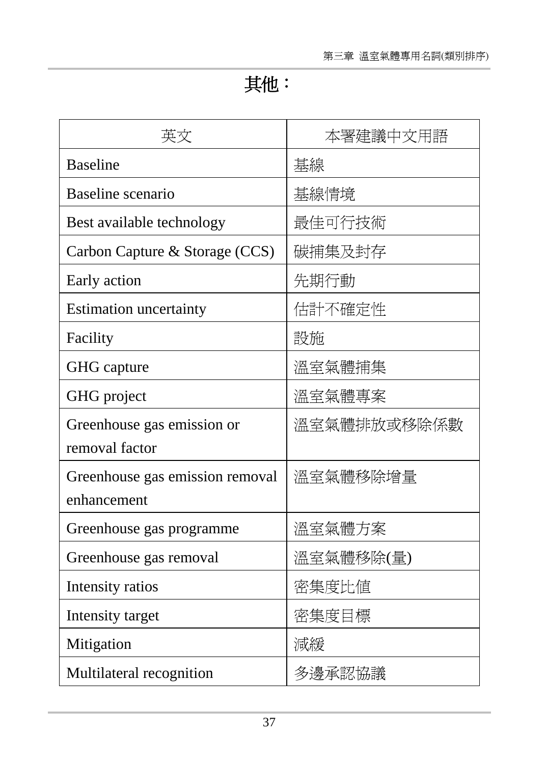# 其他：

| 英文 | 本署建議中文用語 |
| --- | --- |
| Baseline | 基線 |
| Baseline scenario | 基線情境 |
| Best available technology | 最佳可行技術 |
| Carbon Capture & Storage (CCS) | 碳捕集及封存 |
| Early action | 先期行動 |
| Estimation uncertainty | 估計不確定性 |
| Facility | 設施 |
| GHG capture | 溫室氣體捕集 |
| GHG project | 溫室氣體專案 |
| Greenhouse gas emission or removal factor | 溫室氣體排放或移除係數 |
| Greenhouse gas emission removal enhancement | 溫室氣體移除增量 |
| Greenhouse gas programme | 溫室氣體方案 |
| Greenhouse gas removal | 溫室氣體移除(量) |
| Intensity ratios | 密集度比值 |
| Intensity target | 密集度目標 |
| Mitigation | 減緩 |
| Multilateral recognition | 多邊承認協議 |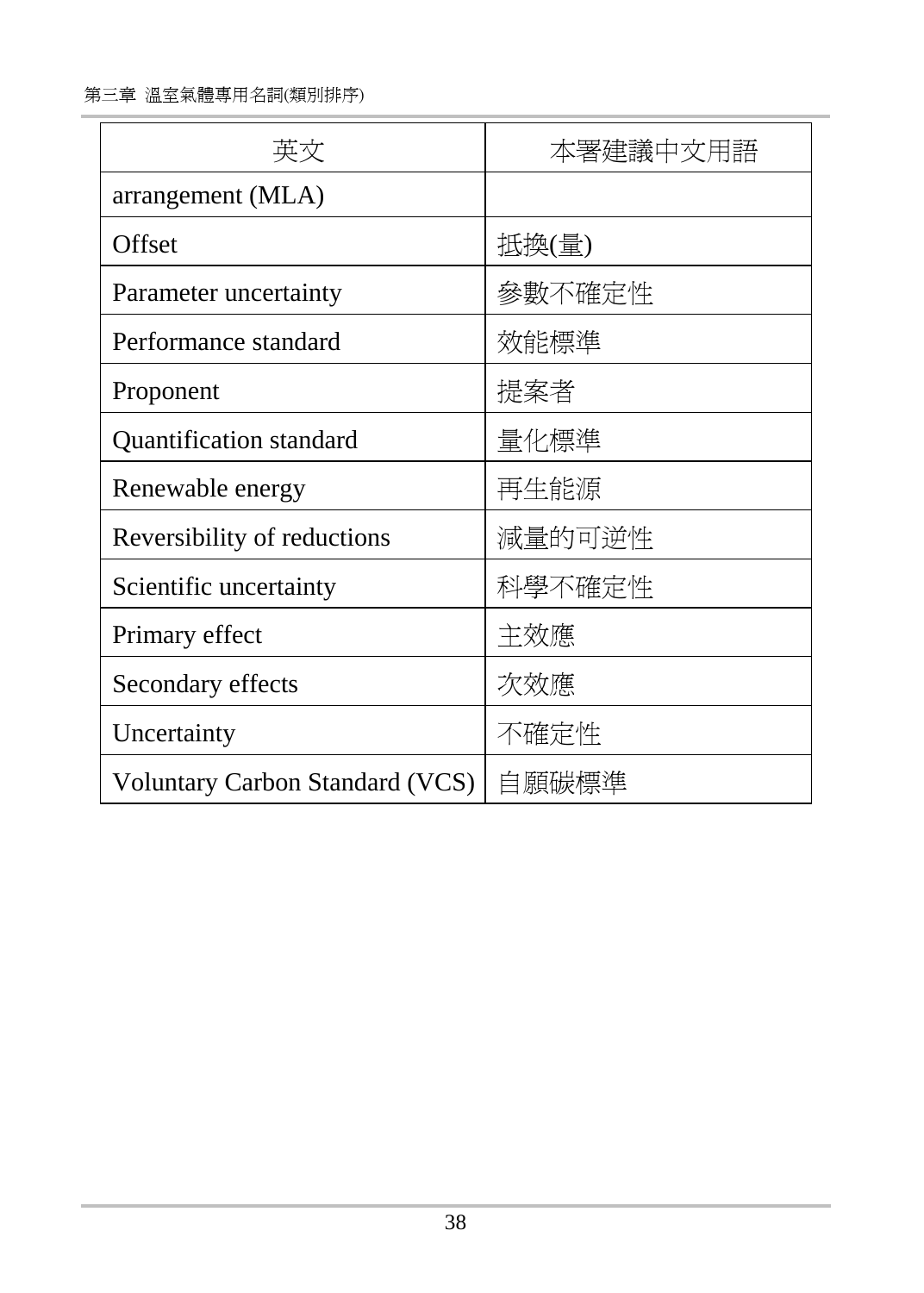| 英文 | 本署建議中文用語 |
| --- | --- |
| arrangement (MLA) | |
| Offset | 抵換(量) |
| Parameter uncertainty | 參數不確定性 |
| Performance standard | 效能標準 |
| Proponent | 提案者 |
| Quantification standard | 量化標準 |
| Renewable energy | 再生能源 |
| Reversibility of reductions | 減量的可逆性 |
| Scientific uncertainty | 科學不確定性 |
| Primary effect | 主效應 |
| Secondary effects | 次效應 |
| Uncertainty | 不確定性 |
| Voluntary Carbon Standard (VCS) | 自願碳標準 |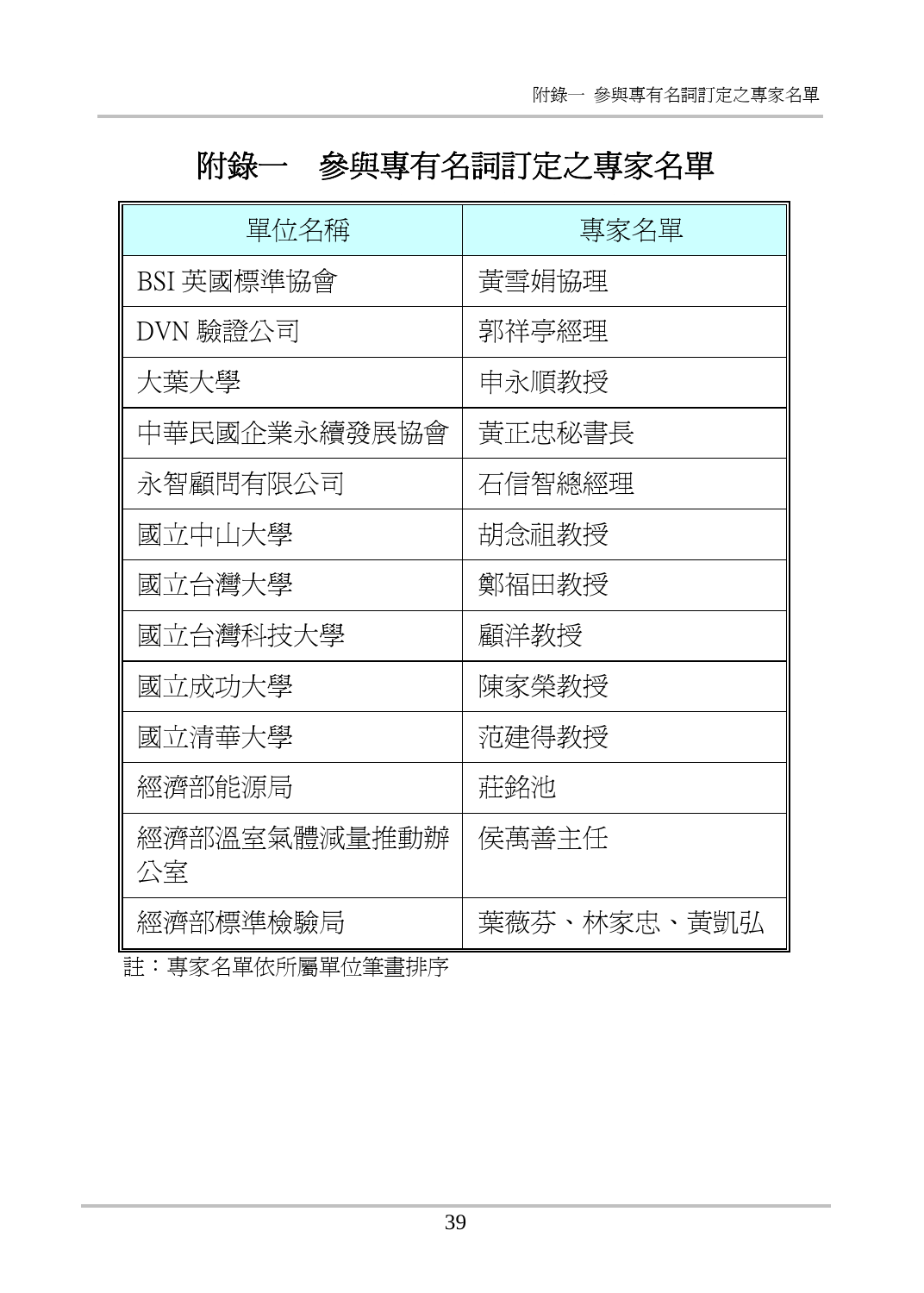# 附錄一　參與專有名詞訂定之專家名單

| 單位名稱 | 專家名單 |
|---|---|
| BSI 英國標準協會 | 黃雪娟協理 |
| DVN 驗證公司 | 郭祥亭經理 |
| 大葉大學 | 申永順教授 |
| 中華民國企業永續發展協會 | 黃正忠秘書長 |
| 永智顧問有限公司 | 石信智總經理 |
| 國立中山大學 | 胡念祖教授 |
| 國立台灣大學 | 鄭福田教授 |
| 國立台灣科技大學 | 顧洋教授 |
| 國立成功大學 | 陳家榮教授 |
| 國立清華大學 | 范建得教授 |
| 經濟部能源局 | 莊銘池 |
| 經濟部溫室氣體減量推動辦公室 | 侯萬善主任 |
| 經濟部標準檢驗局 | 葉薇芬、林家忠、黃凱弘 |

註：專家名單依所屬單位筆畫排序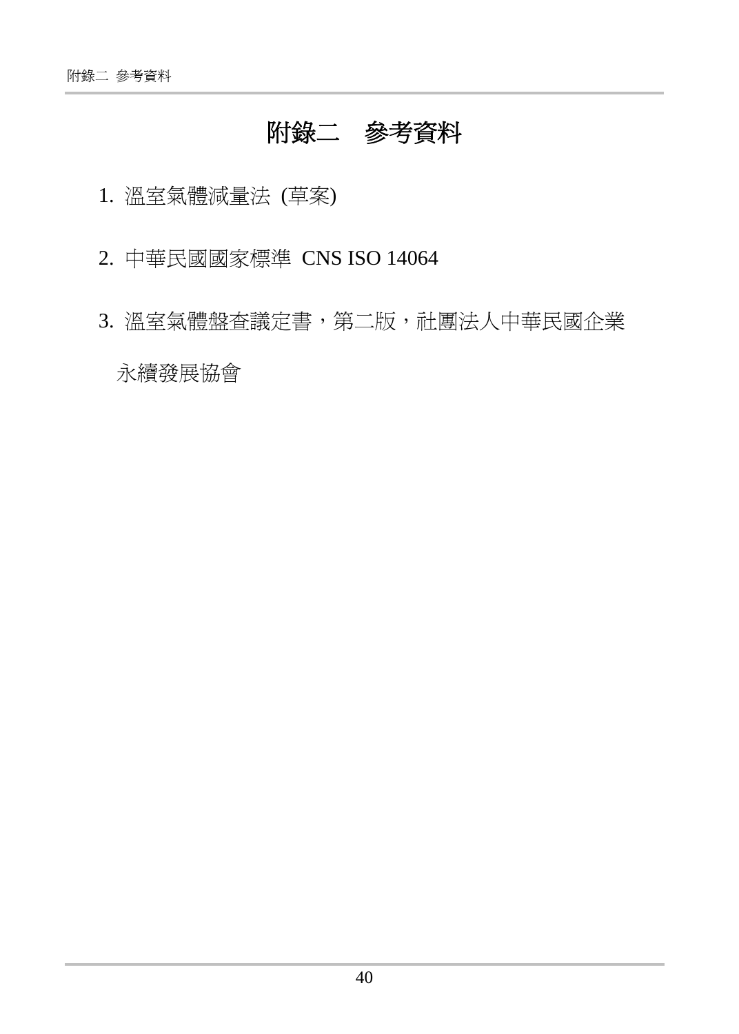# 附錄二　參考資料

1. 溫室氣體減量法 (草案)

2. 中華民國國家標準 CNS ISO 14064

3. 溫室氣體盤查議定書，第二版，社團法人中華民國企業永續發展協會